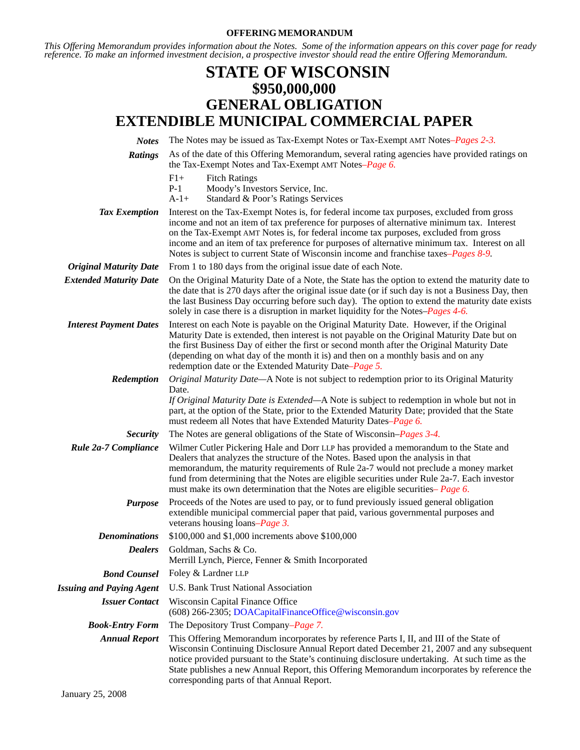**OFFERING MEMORANDUM**

*This Offering Memorandum provides information about the Notes. Some of the information appears on this cover page for ready reference. To make an informed investment decision, a prospective investor should read the entire Offering Memorandum.*

# STATE OF WISCONSIN
# $950,000,000
# GENERAL OBLIGATION
# EXTENDIBLE MUNICIPAL COMMERCIAL PAPER

| | |
|---|---|
| ***Notes*** | The Notes may be issued as Tax-Exempt Notes or Tax-Exempt AMT Notes–*Pages 2-3.* |
| ***Ratings*** | As of the date of this Offering Memorandum, several rating agencies have provided ratings on the Tax-Exempt Notes and Tax-Exempt AMT Notes–*Page 6.*<br>F1+ Fitch Ratings<br>P-1 Moody's Investors Service, Inc.<br>A-1+ Standard & Poor's Ratings Services |
| ***Tax Exemption*** | Interest on the Tax-Exempt Notes is, for federal income tax purposes, excluded from gross income and not an item of tax preference for purposes of alternative minimum tax. Interest on the Tax-Exempt AMT Notes is, for federal income tax purposes, excluded from gross income and an item of tax preference for purposes of alternative minimum tax. Interest on all Notes is subject to current State of Wisconsin income and franchise taxes–*Pages 8-9.* |
| ***Original Maturity Date*** | From 1 to 180 days from the original issue date of each Note. |
| ***Extended Maturity Date*** | On the Original Maturity Date of a Note, the State has the option to extend the maturity date to the date that is 270 days after the original issue date (or if such day is not a Business Day, then the last Business Day occurring before such day). The option to extend the maturity date exists solely in case there is a disruption in market liquidity for the Notes–*Pages 4-6.* |
| ***Interest Payment Dates*** | Interest on each Note is payable on the Original Maturity Date. However, if the Original Maturity Date is extended, then interest is not payable on the Original Maturity Date but on the first Business Day of either the first or second month after the Original Maturity Date (depending on what day of the month it is) and then on a monthly basis and on any redemption date or the Extended Maturity Date–*Page 5.* |
| ***Redemption*** | *Original Maturity Date*—A Note is not subject to redemption prior to its Original Maturity Date.<br>*If Original Maturity Date is Extended*—A Note is subject to redemption in whole but not in part, at the option of the State, prior to the Extended Maturity Date; provided that the State must redeem all Notes that have Extended Maturity Dates–*Page 6.* |
| ***Security*** | The Notes are general obligations of the State of Wisconsin–*Pages 3-4.* |
| ***Rule 2a-7 Compliance*** | Wilmer Cutler Pickering Hale and Dorr LLP has provided a memorandum to the State and Dealers that analyzes the structure of the Notes. Based upon the analysis in that memorandum, the maturity requirements of Rule 2a-7 would not preclude a money market fund from determining that the Notes are eligible securities under Rule 2a-7. Each investor must make its own determination that the Notes are eligible securities– *Page 6.* |
| ***Purpose*** | Proceeds of the Notes are used to pay, or to fund previously issued general obligation extendible municipal commercial paper that paid, various governmental purposes and veterans housing loans–*Page 3.* |
| ***Denominations*** | $100,000 and $1,000 increments above $100,000 |
| ***Dealers*** | Goldman, Sachs & Co.<br>Merrill Lynch, Pierce, Fenner & Smith Incorporated |
| ***Bond Counsel*** | Foley & Lardner LLP |
| ***Issuing and Paying Agent*** | U.S. Bank Trust National Association |
| ***Issuer Contact*** | Wisconsin Capital Finance Office<br>(608) 266-2305; DOACapitalFinanceOffice@wisconsin.gov |
| ***Book-Entry Form*** | The Depository Trust Company–*Page 7.* |
| ***Annual Report*** | This Offering Memorandum incorporates by reference Parts I, II, and III of the State of Wisconsin Continuing Disclosure Annual Report dated December 21, 2007 and any subsequent notice provided pursuant to the State's continuing disclosure undertaking. At such time as the State publishes a new Annual Report, this Offering Memorandum incorporates by reference the corresponding parts of that Annual Report. |

January 25, 2008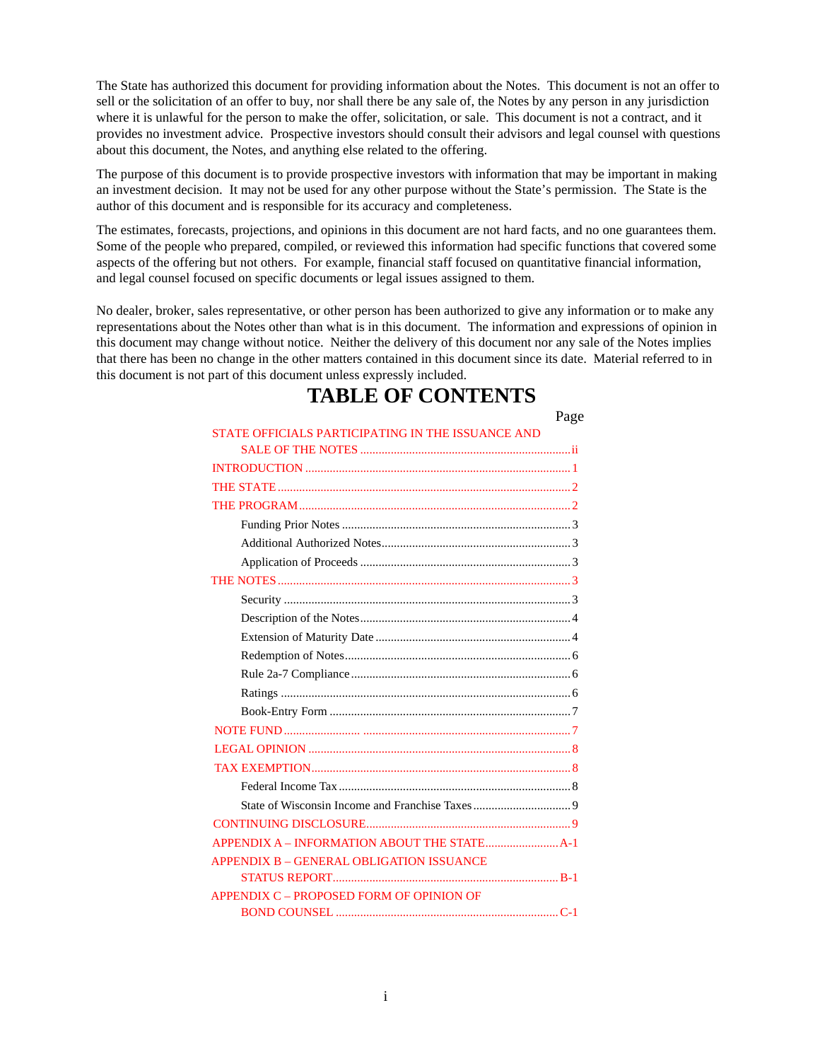The State has authorized this document for providing information about the Notes. This document is not an offer to sell or the solicitation of an offer to buy, nor shall there be any sale of, the Notes by any person in any jurisdiction where it is unlawful for the person to make the offer, solicitation, or sale. This document is not a contract, and it provides no investment advice. Prospective investors should consult their advisors and legal counsel with questions about this document, the Notes, and anything else related to the offering.

The purpose of this document is to provide prospective investors with information that may be important in making an investment decision. It may not be used for any other purpose without the State's permission. The State is the author of this document and is responsible for its accuracy and completeness.

The estimates, forecasts, projections, and opinions in this document are not hard facts, and no one guarantees them. Some of the people who prepared, compiled, or reviewed this information had specific functions that covered some aspects of the offering but not others. For example, financial staff focused on quantitative financial information, and legal counsel focused on specific documents or legal issues assigned to them.

No dealer, broker, sales representative, or other person has been authorized to give any information or to make any representations about the Notes other than what is in this document. The information and expressions of opinion in this document may change without notice. Neither the delivery of this document nor any sale of the Notes implies that there has been no change in the other matters contained in this document since its date. Material referred to in this document is not part of this document unless expressly included.

# TABLE OF CONTENTS

| | Page |
|---|---|
| STATE OFFICIALS PARTICIPATING IN THE ISSUANCE AND SALE OF THE NOTES | ii |
| INTRODUCTION | 1 |
| THE STATE | 2 |
| THE PROGRAM | 2 |
| Funding Prior Notes | 3 |
| Additional Authorized Notes | 3 |
| Application of Proceeds | 3 |
| THE NOTES | 3 |
| Security | 3 |
| Description of the Notes | 4 |
| Extension of Maturity Date | 4 |
| Redemption of Notes | 6 |
| Rule 2a-7 Compliance | 6 |
| Ratings | 6 |
| Book-Entry Form | 7 |
| NOTE FUND | 7 |
| LEGAL OPINION | 8 |
| TAX EXEMPTION | 8 |
| Federal Income Tax | 8 |
| State of Wisconsin Income and Franchise Taxes | 9 |
| CONTINUING DISCLOSURE | 9 |
| APPENDIX A – INFORMATION ABOUT THE STATE | A-1 |
| APPENDIX B – GENERAL OBLIGATION ISSUANCE STATUS REPORT | B-1 |
| APPENDIX C – PROPOSED FORM OF OPINION OF BOND COUNSEL | C-1 |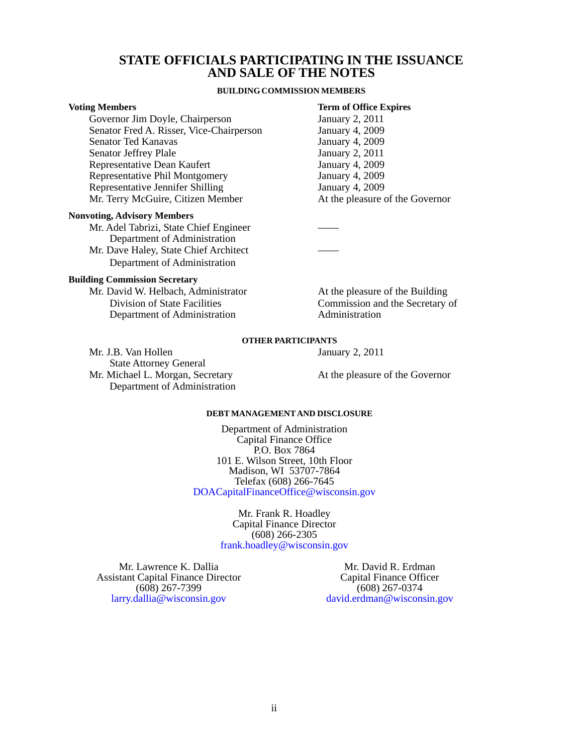# STATE OFFICIALS PARTICIPATING IN THE ISSUANCE AND SALE OF THE NOTES

## BUILDING COMMISSION MEMBERS

| **Voting Members** | **Term of Office Expires** |
|---|---|
| Governor Jim Doyle, Chairperson | January 2, 2011 |
| Senator Fred A. Risser, Vice-Chairperson | January 4, 2009 |
| Senator Ted Kanavas | January 4, 2009 |
| Senator Jeffrey Plale | January 2, 2011 |
| Representative Dean Kaufert | January 4, 2009 |
| Representative Phil Montgomery | January 4, 2009 |
| Representative Jennifer Shilling | January 4, 2009 |
| Mr. Terry McGuire, Citizen Member | At the pleasure of the Governor |

| **Nonvoting, Advisory Members** | |
|---|---|
| Mr. Adel Tabrizi, State Chief Engineer<br>Department of Administration | —— |
| Mr. Dave Haley, State Chief Architect<br>Department of Administration | —— |

| **Building Commission Secretary** | |
|---|---|
| Mr. David W. Helbach, Administrator<br>Division of State Facilities<br>Department of Administration | At the pleasure of the Building Commission and the Secretary of Administration |

## OTHER PARTICIPANTS

| | |
|---|---|
| Mr. J.B. Van Hollen<br>State Attorney General | January 2, 2011 |
| Mr. Michael L. Morgan, Secretary<br>Department of Administration | At the pleasure of the Governor |

## DEBT MANAGEMENT AND DISCLOSURE

Department of Administration
Capital Finance Office
P.O. Box 7864
101 E. Wilson Street, 10th Floor
Madison, WI 53707-7864
Telefax (608) 266-7645
DOACapitalFinanceOffice@wisconsin.gov

Mr. Frank R. Hoadley
Capital Finance Director
(608) 266-2305
frank.hoadley@wisconsin.gov

Mr. Lawrence K. Dallia
Assistant Capital Finance Director
(608) 267-7399
larry.dallia@wisconsin.gov

Mr. David R. Erdman
Capital Finance Officer
(608) 267-0374
david.erdman@wisconsin.gov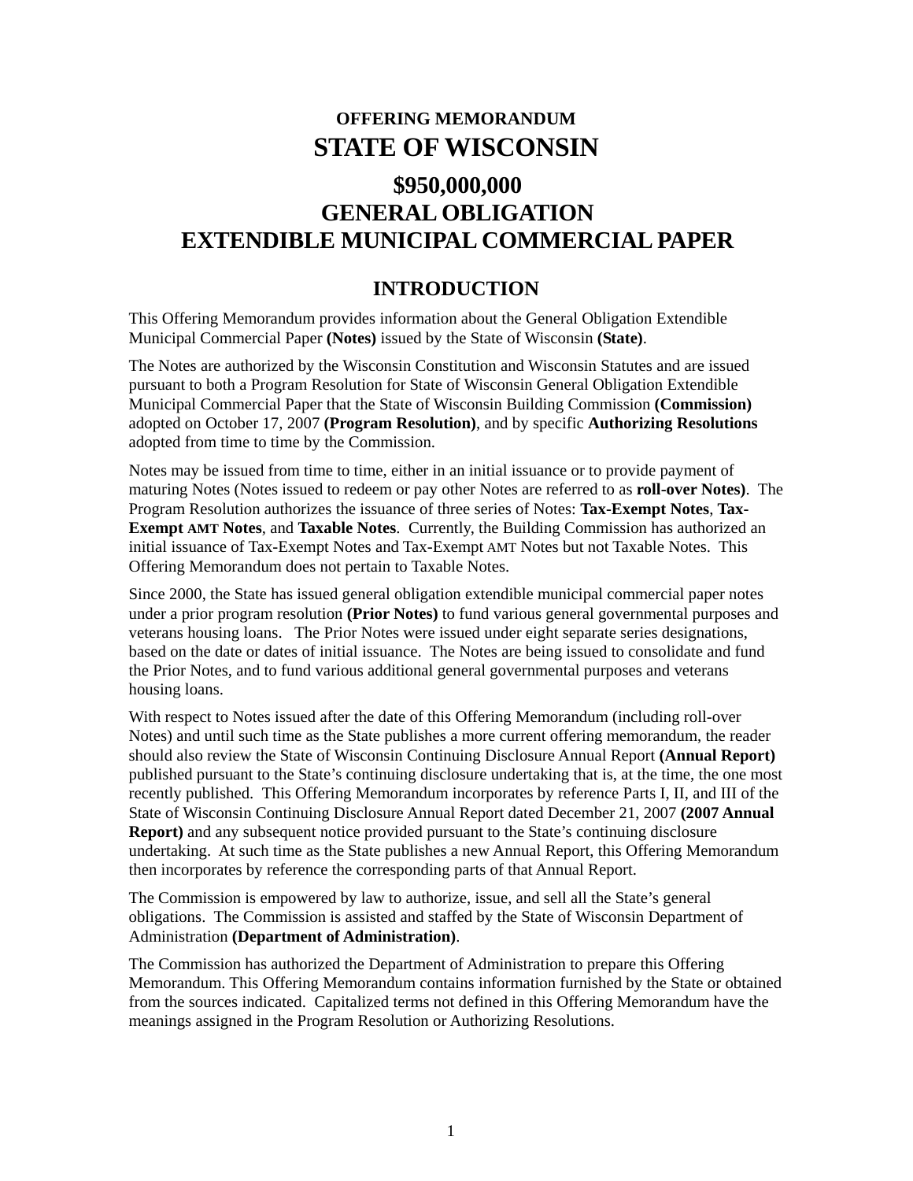**OFFERING MEMORANDUM**

# STATE OF WISCONSIN

## $950,000,000
## GENERAL OBLIGATION
## EXTENDIBLE MUNICIPAL COMMERCIAL PAPER

## INTRODUCTION

This Offering Memorandum provides information about the General Obligation Extendible Municipal Commercial Paper **(Notes)** issued by the State of Wisconsin **(State)**.

The Notes are authorized by the Wisconsin Constitution and Wisconsin Statutes and are issued pursuant to both a Program Resolution for State of Wisconsin General Obligation Extendible Municipal Commercial Paper that the State of Wisconsin Building Commission **(Commission)** adopted on October 17, 2007 **(Program Resolution)**, and by specific **Authorizing Resolutions** adopted from time to time by the Commission.

Notes may be issued from time to time, either in an initial issuance or to provide payment of maturing Notes (Notes issued to redeem or pay other Notes are referred to as **roll-over Notes)**. The Program Resolution authorizes the issuance of three series of Notes: **Tax-Exempt Notes**, **Tax-Exempt AMT Notes**, and **Taxable Notes**. Currently, the Building Commission has authorized an initial issuance of Tax-Exempt Notes and Tax-Exempt AMT Notes but not Taxable Notes. This Offering Memorandum does not pertain to Taxable Notes.

Since 2000, the State has issued general obligation extendible municipal commercial paper notes under a prior program resolution **(Prior Notes)** to fund various general governmental purposes and veterans housing loans. The Prior Notes were issued under eight separate series designations, based on the date or dates of initial issuance. The Notes are being issued to consolidate and fund the Prior Notes, and to fund various additional general governmental purposes and veterans housing loans.

With respect to Notes issued after the date of this Offering Memorandum (including roll-over Notes) and until such time as the State publishes a more current offering memorandum, the reader should also review the State of Wisconsin Continuing Disclosure Annual Report **(Annual Report)** published pursuant to the State's continuing disclosure undertaking that is, at the time, the one most recently published. This Offering Memorandum incorporates by reference Parts I, II, and III of the State of Wisconsin Continuing Disclosure Annual Report dated December 21, 2007 **(2007 Annual Report)** and any subsequent notice provided pursuant to the State's continuing disclosure undertaking. At such time as the State publishes a new Annual Report, this Offering Memorandum then incorporates by reference the corresponding parts of that Annual Report.

The Commission is empowered by law to authorize, issue, and sell all the State's general obligations. The Commission is assisted and staffed by the State of Wisconsin Department of Administration **(Department of Administration)**.

The Commission has authorized the Department of Administration to prepare this Offering Memorandum. This Offering Memorandum contains information furnished by the State or obtained from the sources indicated. Capitalized terms not defined in this Offering Memorandum have the meanings assigned in the Program Resolution or Authorizing Resolutions.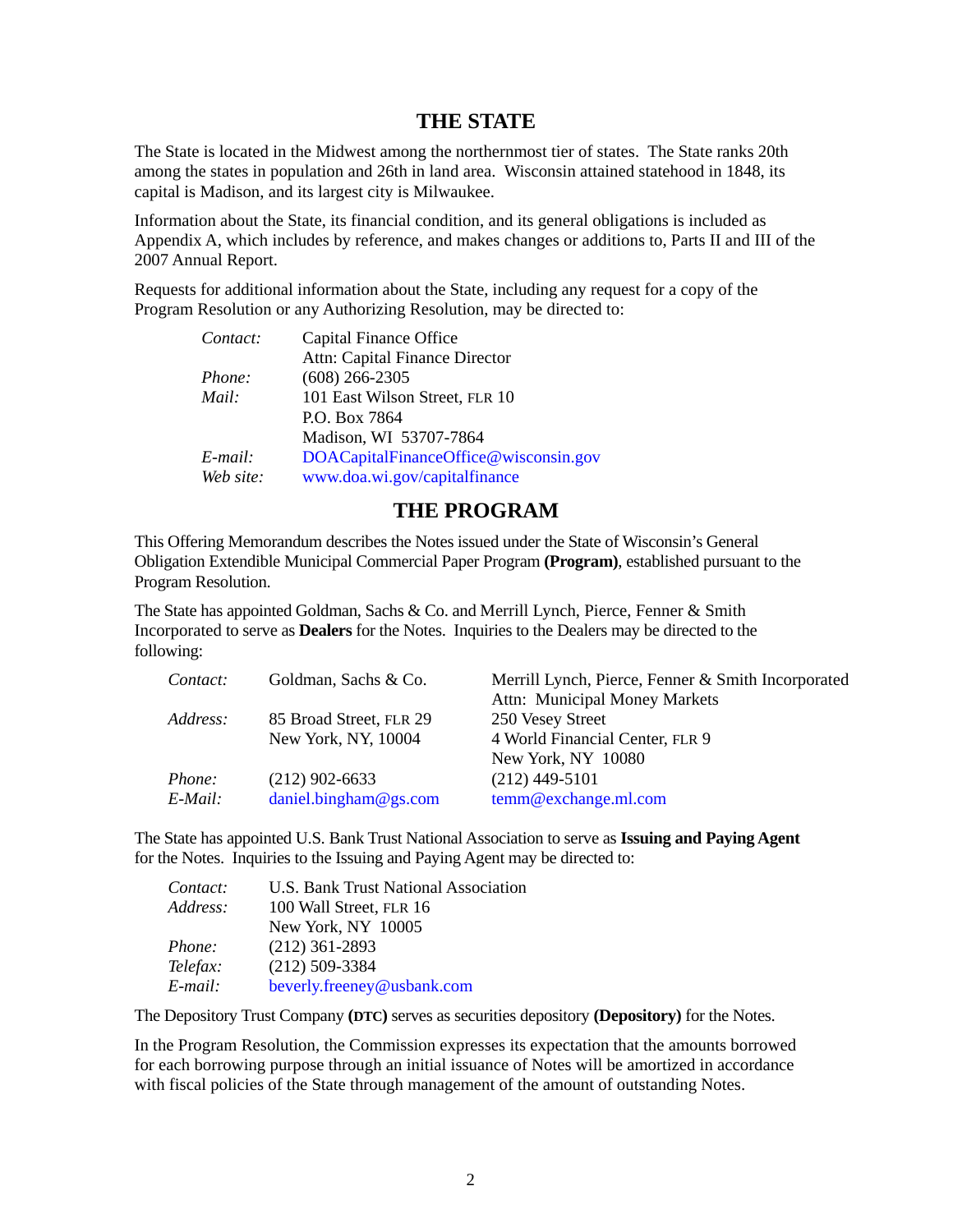## THE STATE

The State is located in the Midwest among the northernmost tier of states. The State ranks 20th among the states in population and 26th in land area. Wisconsin attained statehood in 1848, its capital is Madison, and its largest city is Milwaukee.

Information about the State, its financial condition, and its general obligations is included as Appendix A, which includes by reference, and makes changes or additions to, Parts II and III of the 2007 Annual Report.

Requests for additional information about the State, including any request for a copy of the Program Resolution or any Authorizing Resolution, may be directed to:

| | |
|---|---|
| *Contact:* | Capital Finance Office<br>Attn: Capital Finance Director |
| *Phone:* | (608) 266-2305 |
| *Mail:* | 101 East Wilson Street, FLR 10<br>P.O. Box 7864<br>Madison, WI 53707-7864 |
| *E-mail:* | DOACapitalFinanceOffice@wisconsin.gov |
| *Web site:* | www.doa.wi.gov/capitalfinance |

## THE PROGRAM

This Offering Memorandum describes the Notes issued under the State of Wisconsin's General Obligation Extendible Municipal Commercial Paper Program **(Program)**, established pursuant to the Program Resolution.

The State has appointed Goldman, Sachs & Co. and Merrill Lynch, Pierce, Fenner & Smith Incorporated to serve as **Dealers** for the Notes. Inquiries to the Dealers may be directed to the following:

| | | |
|---|---|---|
| *Contact:* | Goldman, Sachs & Co. | Merrill Lynch, Pierce, Fenner & Smith Incorporated<br>Attn: Municipal Money Markets |
| *Address:* | 85 Broad Street, FLR 29<br>New York, NY, 10004 | 250 Vesey Street<br>4 World Financial Center, FLR 9<br>New York, NY 10080 |
| *Phone:* | (212) 902-6633 | (212) 449-5101 |
| *E-Mail:* | daniel.bingham@gs.com | temm@exchange.ml.com |

The State has appointed U.S. Bank Trust National Association to serve as **Issuing and Paying Agent** for the Notes. Inquiries to the Issuing and Paying Agent may be directed to:

| | |
|---|---|
| *Contact:* | U.S. Bank Trust National Association |
| *Address:* | 100 Wall Street, FLR 16<br>New York, NY 10005 |
| *Phone:* | (212) 361-2893 |
| *Telefax:* | (212) 509-3384 |
| *E-mail:* | beverly.freeney@usbank.com |

The Depository Trust Company **(DTC)** serves as securities depository **(Depository)** for the Notes.

In the Program Resolution, the Commission expresses its expectation that the amounts borrowed for each borrowing purpose through an initial issuance of Notes will be amortized in accordance with fiscal policies of the State through management of the amount of outstanding Notes.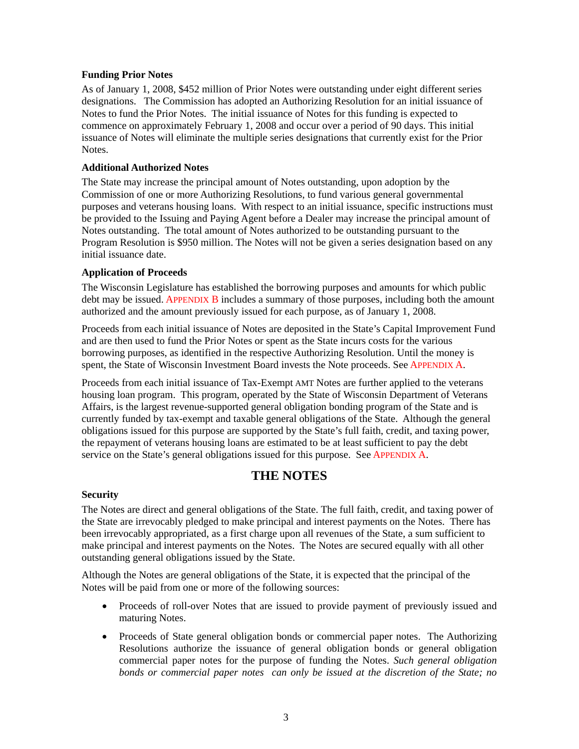**Funding Prior Notes**

As of January 1, 2008, $452 million of Prior Notes were outstanding under eight different series designations. The Commission has adopted an Authorizing Resolution for an initial issuance of Notes to fund the Prior Notes. The initial issuance of Notes for this funding is expected to commence on approximately February 1, 2008 and occur over a period of 90 days. This initial issuance of Notes will eliminate the multiple series designations that currently exist for the Prior Notes.

**Additional Authorized Notes**

The State may increase the principal amount of Notes outstanding, upon adoption by the Commission of one or more Authorizing Resolutions, to fund various general governmental purposes and veterans housing loans. With respect to an initial issuance, specific instructions must be provided to the Issuing and Paying Agent before a Dealer may increase the principal amount of Notes outstanding. The total amount of Notes authorized to be outstanding pursuant to the Program Resolution is $950 million. The Notes will not be given a series designation based on any initial issuance date.

**Application of Proceeds**

The Wisconsin Legislature has established the borrowing purposes and amounts for which public debt may be issued. APPENDIX B includes a summary of those purposes, including both the amount authorized and the amount previously issued for each purpose, as of January 1, 2008.

Proceeds from each initial issuance of Notes are deposited in the State's Capital Improvement Fund and are then used to fund the Prior Notes or spent as the State incurs costs for the various borrowing purposes, as identified in the respective Authorizing Resolution. Until the money is spent, the State of Wisconsin Investment Board invests the Note proceeds. See APPENDIX A.

Proceeds from each initial issuance of Tax-Exempt AMT Notes are further applied to the veterans housing loan program. This program, operated by the State of Wisconsin Department of Veterans Affairs, is the largest revenue-supported general obligation bonding program of the State and is currently funded by tax-exempt and taxable general obligations of the State. Although the general obligations issued for this purpose are supported by the State's full faith, credit, and taxing power, the repayment of veterans housing loans are estimated to be at least sufficient to pay the debt service on the State's general obligations issued for this purpose. See APPENDIX A.

# THE NOTES

**Security**

The Notes are direct and general obligations of the State. The full faith, credit, and taxing power of the State are irrevocably pledged to make principal and interest payments on the Notes. There has been irrevocably appropriated, as a first charge upon all revenues of the State, a sum sufficient to make principal and interest payments on the Notes. The Notes are secured equally with all other outstanding general obligations issued by the State.

Although the Notes are general obligations of the State, it is expected that the principal of the Notes will be paid from one or more of the following sources:

- Proceeds of roll-over Notes that are issued to provide payment of previously issued and maturing Notes.
- Proceeds of State general obligation bonds or commercial paper notes. The Authorizing Resolutions authorize the issuance of general obligation bonds or general obligation commercial paper notes for the purpose of funding the Notes. *Such general obligation bonds or commercial paper notes can only be issued at the discretion of the State; no*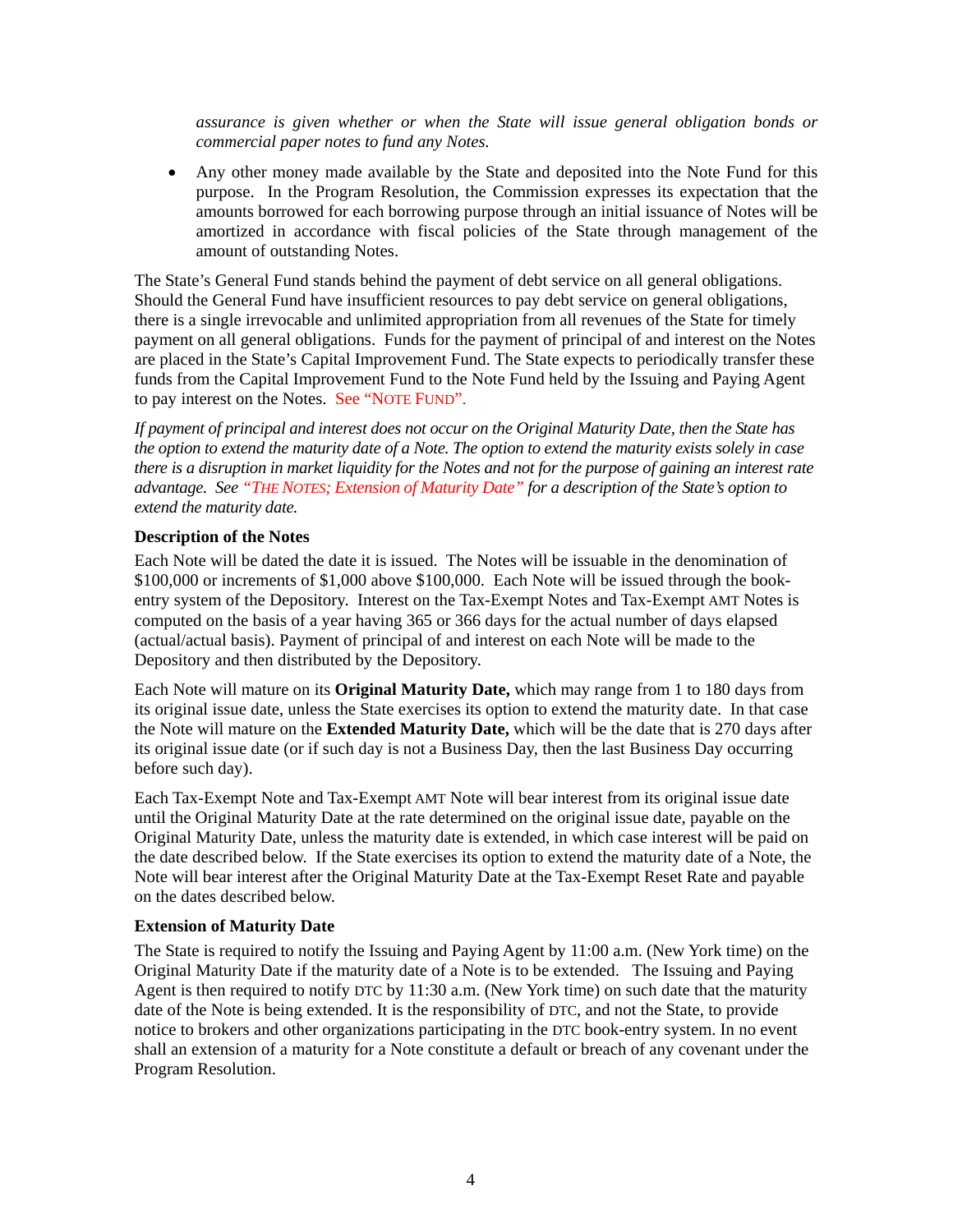*assurance is given whether or when the State will issue general obligation bonds or commercial paper notes to fund any Notes.*

- Any other money made available by the State and deposited into the Note Fund for this purpose. In the Program Resolution, the Commission expresses its expectation that the amounts borrowed for each borrowing purpose through an initial issuance of Notes will be amortized in accordance with fiscal policies of the State through management of the amount of outstanding Notes.

The State's General Fund stands behind the payment of debt service on all general obligations. Should the General Fund have insufficient resources to pay debt service on general obligations, there is a single irrevocable and unlimited appropriation from all revenues of the State for timely payment on all general obligations. Funds for the payment of principal of and interest on the Notes are placed in the State's Capital Improvement Fund. The State expects to periodically transfer these funds from the Capital Improvement Fund to the Note Fund held by the Issuing and Paying Agent to pay interest on the Notes. See "NOTE FUND".

*If payment of principal and interest does not occur on the Original Maturity Date, then the State has the option to extend the maturity date of a Note. The option to extend the maturity exists solely in case there is a disruption in market liquidity for the Notes and not for the purpose of gaining an interest rate advantage. See "THE NOTES; Extension of Maturity Date" for a description of the State's option to extend the maturity date.*

**Description of the Notes**

Each Note will be dated the date it is issued. The Notes will be issuable in the denomination of $100,000 or increments of $1,000 above $100,000. Each Note will be issued through the book-entry system of the Depository. Interest on the Tax-Exempt Notes and Tax-Exempt AMT Notes is computed on the basis of a year having 365 or 366 days for the actual number of days elapsed (actual/actual basis). Payment of principal of and interest on each Note will be made to the Depository and then distributed by the Depository.

Each Note will mature on its **Original Maturity Date,** which may range from 1 to 180 days from its original issue date, unless the State exercises its option to extend the maturity date. In that case the Note will mature on the **Extended Maturity Date,** which will be the date that is 270 days after its original issue date (or if such day is not a Business Day, then the last Business Day occurring before such day).

Each Tax-Exempt Note and Tax-Exempt AMT Note will bear interest from its original issue date until the Original Maturity Date at the rate determined on the original issue date, payable on the Original Maturity Date, unless the maturity date is extended, in which case interest will be paid on the date described below. If the State exercises its option to extend the maturity date of a Note, the Note will bear interest after the Original Maturity Date at the Tax-Exempt Reset Rate and payable on the dates described below.

**Extension of Maturity Date**

The State is required to notify the Issuing and Paying Agent by 11:00 a.m. (New York time) on the Original Maturity Date if the maturity date of a Note is to be extended. The Issuing and Paying Agent is then required to notify DTC by 11:30 a.m. (New York time) on such date that the maturity date of the Note is being extended. It is the responsibility of DTC, and not the State, to provide notice to brokers and other organizations participating in the DTC book-entry system. In no event shall an extension of a maturity for a Note constitute a default or breach of any covenant under the Program Resolution.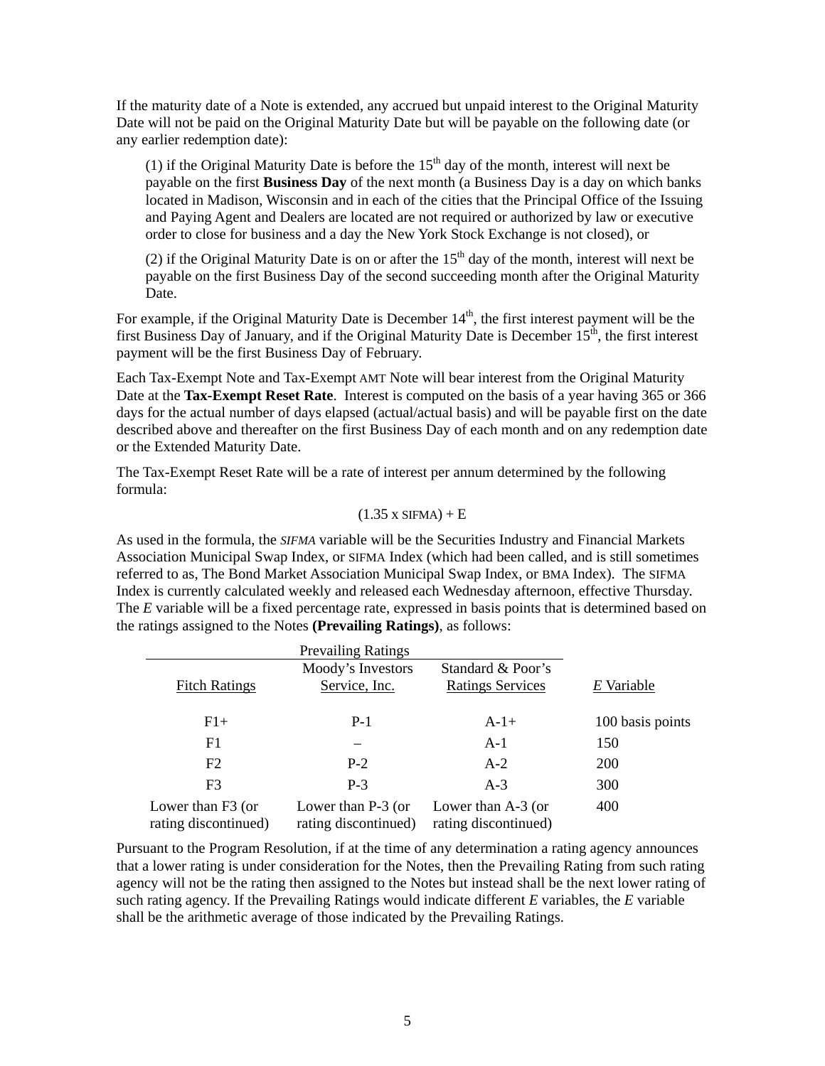If the maturity date of a Note is extended, any accrued but unpaid interest to the Original Maturity Date will not be paid on the Original Maturity Date but will be payable on the following date (or any earlier redemption date):

(1) if the Original Maturity Date is before the 15th day of the month, interest will next be payable on the first **Business Day** of the next month (a Business Day is a day on which banks located in Madison, Wisconsin and in each of the cities that the Principal Office of the Issuing and Paying Agent and Dealers are located are not required or authorized by law or executive order to close for business and a day the New York Stock Exchange is not closed), or

(2) if the Original Maturity Date is on or after the 15th day of the month, interest will next be payable on the first Business Day of the second succeeding month after the Original Maturity Date.

For example, if the Original Maturity Date is December 14th, the first interest payment will be the first Business Day of January, and if the Original Maturity Date is December 15th, the first interest payment will be the first Business Day of February.

Each Tax-Exempt Note and Tax-Exempt AMT Note will bear interest from the Original Maturity Date at the **Tax-Exempt Reset Rate**. Interest is computed on the basis of a year having 365 or 366 days for the actual number of days elapsed (actual/actual basis) and will be payable first on the date described above and thereafter on the first Business Day of each month and on any redemption date or the Extended Maturity Date.

The Tax-Exempt Reset Rate will be a rate of interest per annum determined by the following formula:

$$(1.35 \text{ x SIFMA}) + \text{E}$$

As used in the formula, the *SIFMA* variable will be the Securities Industry and Financial Markets Association Municipal Swap Index, or SIFMA Index (which had been called, and is still sometimes referred to as, The Bond Market Association Municipal Swap Index, or BMA Index). The SIFMA Index is currently calculated weekly and released each Wednesday afternoon, effective Thursday. The *E* variable will be a fixed percentage rate, expressed in basis points that is determined based on the ratings assigned to the Notes **(Prevailing Ratings)**, as follows:

| Prevailing Ratings | | | |
|---|---|---|---|
| Fitch Ratings | Moody's Investors Service, Inc. | Standard & Poor's Ratings Services | *E* Variable |
| F1+ | P-1 | A-1+ | 100 basis points |
| F1 | – | A-1 | 150 |
| F2 | P-2 | A-2 | 200 |
| F3 | P-3 | A-3 | 300 |
| Lower than F3 (or rating discontinued) | Lower than P-3 (or rating discontinued) | Lower than A-3 (or rating discontinued) | 400 |

Pursuant to the Program Resolution, if at the time of any determination a rating agency announces that a lower rating is under consideration for the Notes, then the Prevailing Rating from such rating agency will not be the rating then assigned to the Notes but instead shall be the next lower rating of such rating agency. If the Prevailing Ratings would indicate different *E* variables, the *E* variable shall be the arithmetic average of those indicated by the Prevailing Ratings.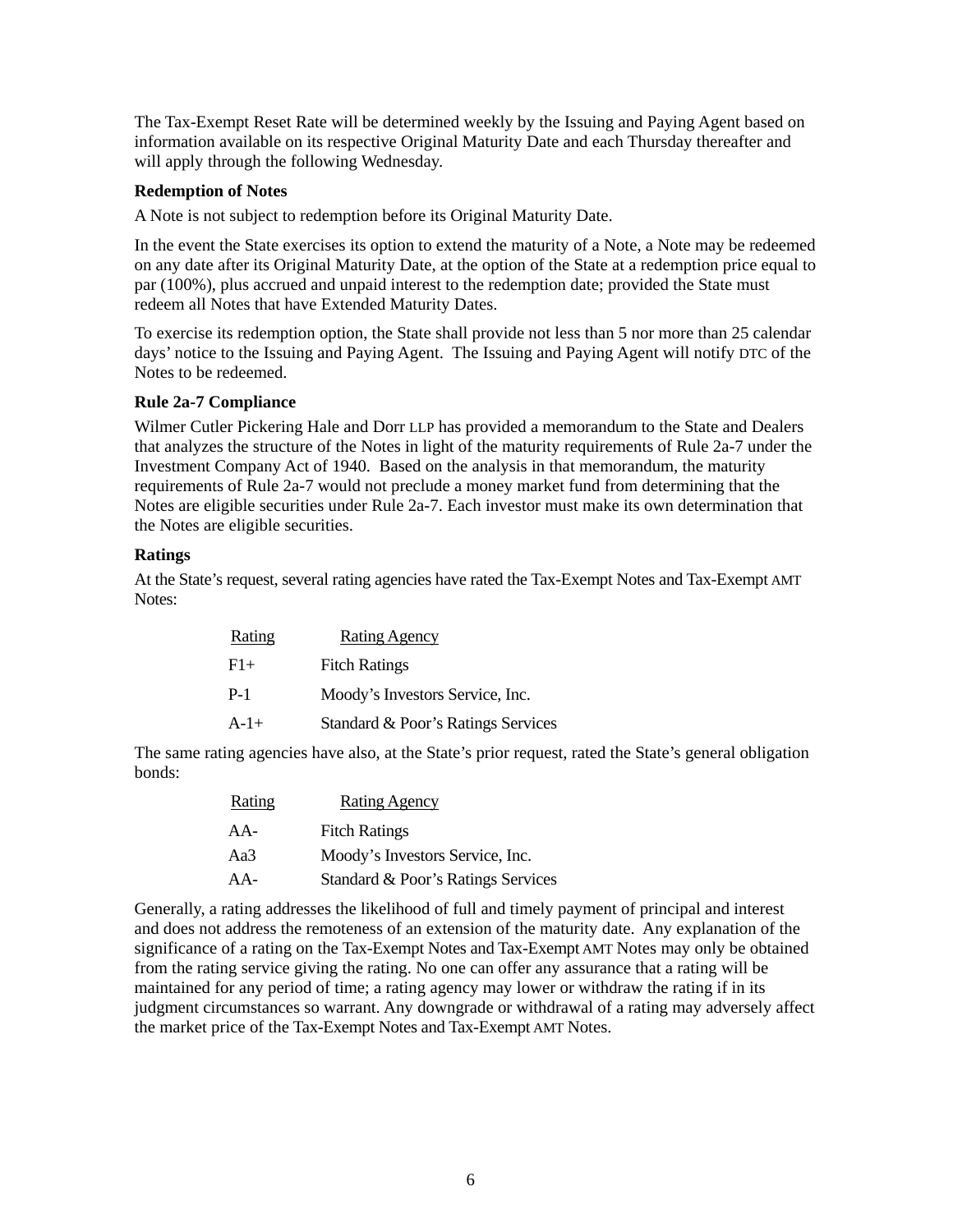The Tax-Exempt Reset Rate will be determined weekly by the Issuing and Paying Agent based on information available on its respective Original Maturity Date and each Thursday thereafter and will apply through the following Wednesday.

**Redemption of Notes**

A Note is not subject to redemption before its Original Maturity Date.

In the event the State exercises its option to extend the maturity of a Note, a Note may be redeemed on any date after its Original Maturity Date, at the option of the State at a redemption price equal to par (100%), plus accrued and unpaid interest to the redemption date; provided the State must redeem all Notes that have Extended Maturity Dates.

To exercise its redemption option, the State shall provide not less than 5 nor more than 25 calendar days' notice to the Issuing and Paying Agent. The Issuing and Paying Agent will notify DTC of the Notes to be redeemed.

**Rule 2a-7 Compliance**

Wilmer Cutler Pickering Hale and Dorr LLP has provided a memorandum to the State and Dealers that analyzes the structure of the Notes in light of the maturity requirements of Rule 2a-7 under the Investment Company Act of 1940. Based on the analysis in that memorandum, the maturity requirements of Rule 2a-7 would not preclude a money market fund from determining that the Notes are eligible securities under Rule 2a-7. Each investor must make its own determination that the Notes are eligible securities.

**Ratings**

At the State's request, several rating agencies have rated the Tax-Exempt Notes and Tax-Exempt AMT Notes:

| Rating | Rating Agency |
|---|---|
| F1+ | Fitch Ratings |
| P-1 | Moody's Investors Service, Inc. |
| A-1+ | Standard & Poor's Ratings Services |

The same rating agencies have also, at the State's prior request, rated the State's general obligation bonds:

| Rating | Rating Agency |
|---|---|
| AA- | Fitch Ratings |
| Aa3 | Moody's Investors Service, Inc. |
| AA- | Standard & Poor's Ratings Services |

Generally, a rating addresses the likelihood of full and timely payment of principal and interest and does not address the remoteness of an extension of the maturity date. Any explanation of the significance of a rating on the Tax-Exempt Notes and Tax-Exempt AMT Notes may only be obtained from the rating service giving the rating. No one can offer any assurance that a rating will be maintained for any period of time; a rating agency may lower or withdraw the rating if in its judgment circumstances so warrant. Any downgrade or withdrawal of a rating may adversely affect the market price of the Tax-Exempt Notes and Tax-Exempt AMT Notes.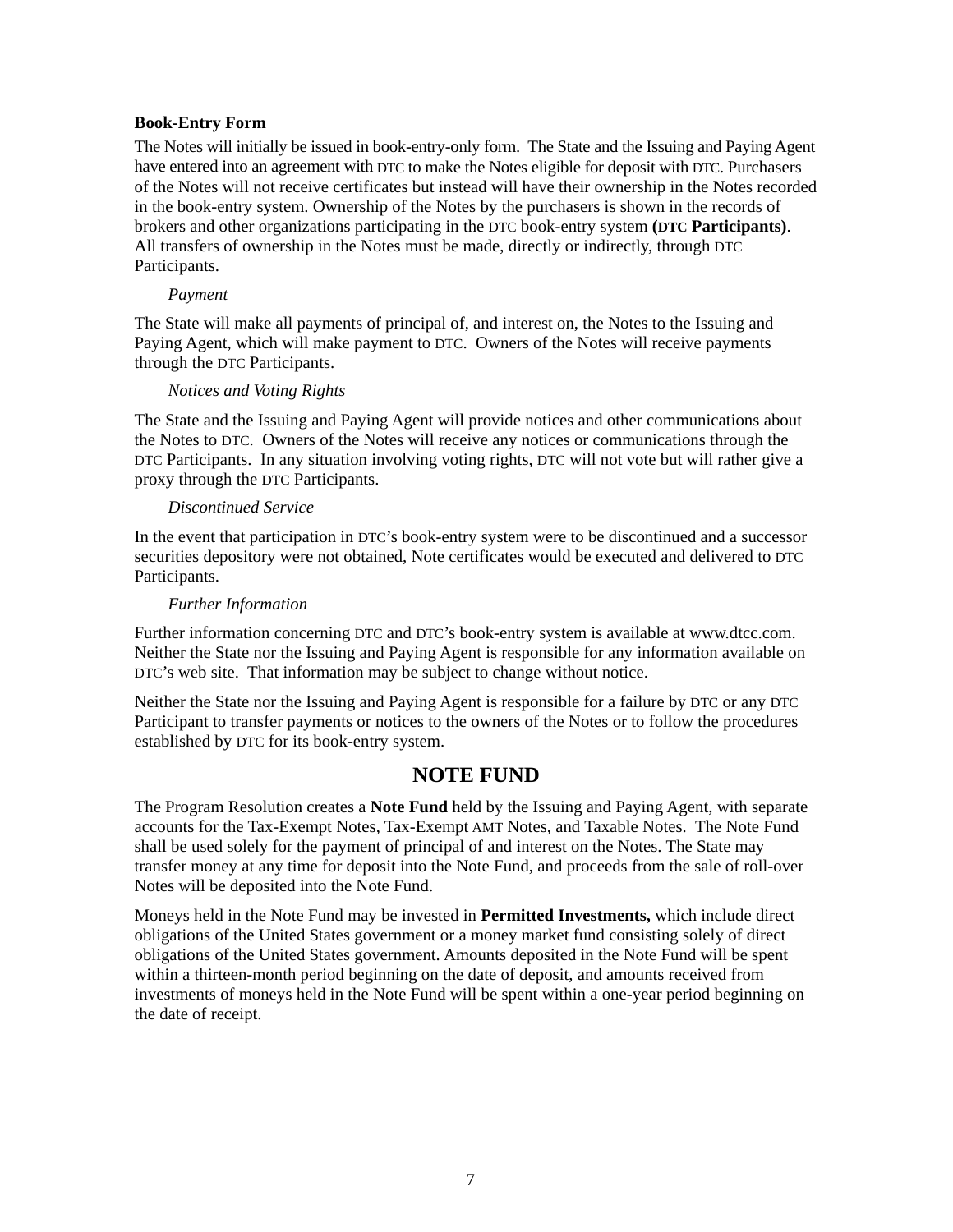**Book-Entry Form**

The Notes will initially be issued in book-entry-only form. The State and the Issuing and Paying Agent have entered into an agreement with DTC to make the Notes eligible for deposit with DTC. Purchasers of the Notes will not receive certificates but instead will have their ownership in the Notes recorded in the book-entry system. Ownership of the Notes by the purchasers is shown in the records of brokers and other organizations participating in the DTC book-entry system **(DTC Participants)**. All transfers of ownership in the Notes must be made, directly or indirectly, through DTC Participants.

*Payment*

The State will make all payments of principal of, and interest on, the Notes to the Issuing and Paying Agent, which will make payment to DTC. Owners of the Notes will receive payments through the DTC Participants.

*Notices and Voting Rights*

The State and the Issuing and Paying Agent will provide notices and other communications about the Notes to DTC. Owners of the Notes will receive any notices or communications through the DTC Participants. In any situation involving voting rights, DTC will not vote but will rather give a proxy through the DTC Participants.

*Discontinued Service*

In the event that participation in DTC's book-entry system were to be discontinued and a successor securities depository were not obtained, Note certificates would be executed and delivered to DTC Participants.

*Further Information*

Further information concerning DTC and DTC's book-entry system is available at www.dtcc.com. Neither the State nor the Issuing and Paying Agent is responsible for any information available on DTC's web site. That information may be subject to change without notice.

Neither the State nor the Issuing and Paying Agent is responsible for a failure by DTC or any DTC Participant to transfer payments or notices to the owners of the Notes or to follow the procedures established by DTC for its book-entry system.

## NOTE FUND

The Program Resolution creates a **Note Fund** held by the Issuing and Paying Agent, with separate accounts for the Tax-Exempt Notes, Tax-Exempt AMT Notes, and Taxable Notes. The Note Fund shall be used solely for the payment of principal of and interest on the Notes. The State may transfer money at any time for deposit into the Note Fund, and proceeds from the sale of roll-over Notes will be deposited into the Note Fund.

Moneys held in the Note Fund may be invested in **Permitted Investments,** which include direct obligations of the United States government or a money market fund consisting solely of direct obligations of the United States government. Amounts deposited in the Note Fund will be spent within a thirteen-month period beginning on the date of deposit, and amounts received from investments of moneys held in the Note Fund will be spent within a one-year period beginning on the date of receipt.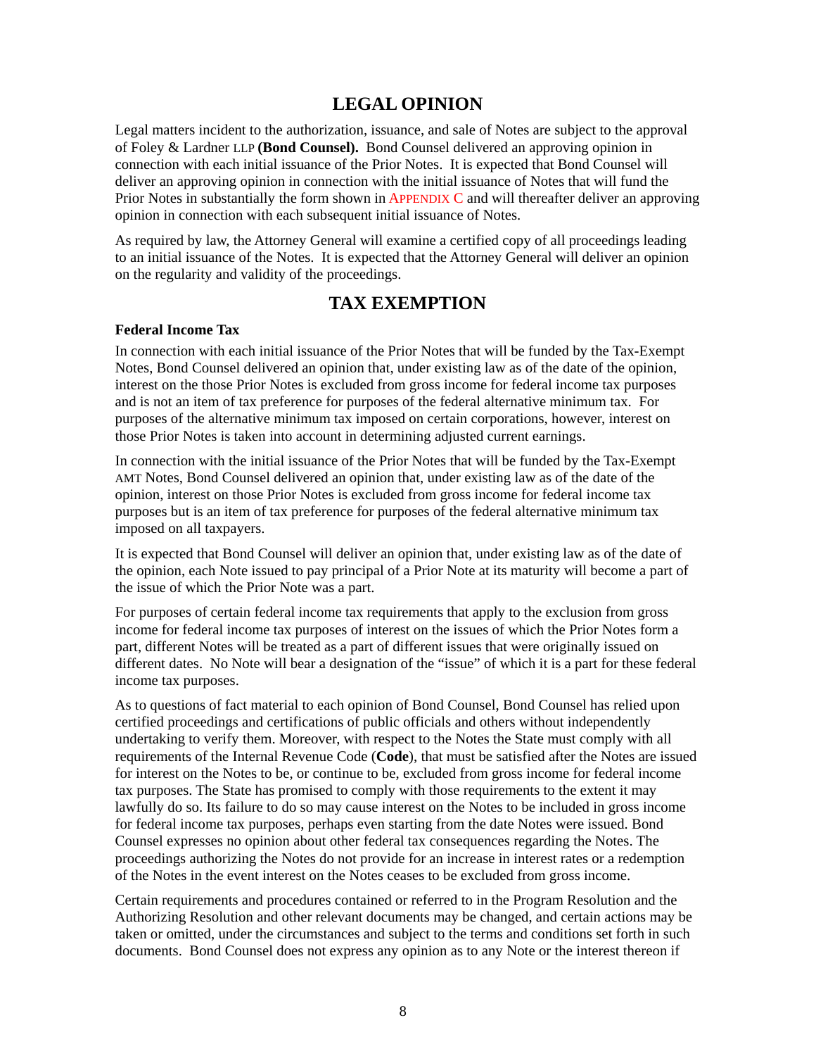## LEGAL OPINION

Legal matters incident to the authorization, issuance, and sale of Notes are subject to the approval of Foley & Lardner LLP **(Bond Counsel).** Bond Counsel delivered an approving opinion in connection with each initial issuance of the Prior Notes. It is expected that Bond Counsel will deliver an approving opinion in connection with the initial issuance of Notes that will fund the Prior Notes in substantially the form shown in APPENDIX C and will thereafter deliver an approving opinion in connection with each subsequent initial issuance of Notes.

As required by law, the Attorney General will examine a certified copy of all proceedings leading to an initial issuance of the Notes. It is expected that the Attorney General will deliver an opinion on the regularity and validity of the proceedings.

## TAX EXEMPTION

### Federal Income Tax

In connection with each initial issuance of the Prior Notes that will be funded by the Tax-Exempt Notes, Bond Counsel delivered an opinion that, under existing law as of the date of the opinion, interest on the those Prior Notes is excluded from gross income for federal income tax purposes and is not an item of tax preference for purposes of the federal alternative minimum tax. For purposes of the alternative minimum tax imposed on certain corporations, however, interest on those Prior Notes is taken into account in determining adjusted current earnings.

In connection with the initial issuance of the Prior Notes that will be funded by the Tax-Exempt AMT Notes, Bond Counsel delivered an opinion that, under existing law as of the date of the opinion, interest on those Prior Notes is excluded from gross income for federal income tax purposes but is an item of tax preference for purposes of the federal alternative minimum tax imposed on all taxpayers.

It is expected that Bond Counsel will deliver an opinion that, under existing law as of the date of the opinion, each Note issued to pay principal of a Prior Note at its maturity will become a part of the issue of which the Prior Note was a part.

For purposes of certain federal income tax requirements that apply to the exclusion from gross income for federal income tax purposes of interest on the issues of which the Prior Notes form a part, different Notes will be treated as a part of different issues that were originally issued on different dates. No Note will bear a designation of the "issue" of which it is a part for these federal income tax purposes.

As to questions of fact material to each opinion of Bond Counsel, Bond Counsel has relied upon certified proceedings and certifications of public officials and others without independently undertaking to verify them. Moreover, with respect to the Notes the State must comply with all requirements of the Internal Revenue Code (**Code**), that must be satisfied after the Notes are issued for interest on the Notes to be, or continue to be, excluded from gross income for federal income tax purposes. The State has promised to comply with those requirements to the extent it may lawfully do so. Its failure to do so may cause interest on the Notes to be included in gross income for federal income tax purposes, perhaps even starting from the date Notes were issued. Bond Counsel expresses no opinion about other federal tax consequences regarding the Notes. The proceedings authorizing the Notes do not provide for an increase in interest rates or a redemption of the Notes in the event interest on the Notes ceases to be excluded from gross income.

Certain requirements and procedures contained or referred to in the Program Resolution and the Authorizing Resolution and other relevant documents may be changed, and certain actions may be taken or omitted, under the circumstances and subject to the terms and conditions set forth in such documents. Bond Counsel does not express any opinion as to any Note or the interest thereon if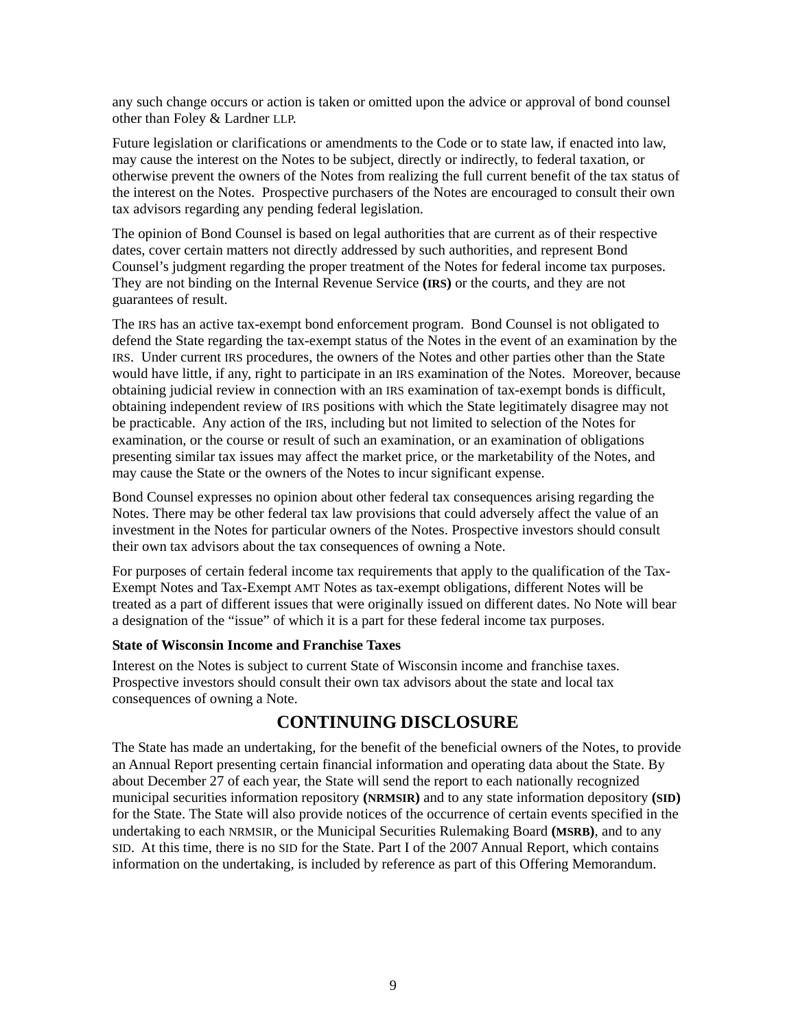any such change occurs or action is taken or omitted upon the advice or approval of bond counsel other than Foley & Lardner LLP.

Future legislation or clarifications or amendments to the Code or to state law, if enacted into law, may cause the interest on the Notes to be subject, directly or indirectly, to federal taxation, or otherwise prevent the owners of the Notes from realizing the full current benefit of the tax status of the interest on the Notes. Prospective purchasers of the Notes are encouraged to consult their own tax advisors regarding any pending federal legislation.

The opinion of Bond Counsel is based on legal authorities that are current as of their respective dates, cover certain matters not directly addressed by such authorities, and represent Bond Counsel's judgment regarding the proper treatment of the Notes for federal income tax purposes. They are not binding on the Internal Revenue Service **(IRS)** or the courts, and they are not guarantees of result.

The IRS has an active tax-exempt bond enforcement program. Bond Counsel is not obligated to defend the State regarding the tax-exempt status of the Notes in the event of an examination by the IRS. Under current IRS procedures, the owners of the Notes and other parties other than the State would have little, if any, right to participate in an IRS examination of the Notes. Moreover, because obtaining judicial review in connection with an IRS examination of tax-exempt bonds is difficult, obtaining independent review of IRS positions with which the State legitimately disagree may not be practicable. Any action of the IRS, including but not limited to selection of the Notes for examination, or the course or result of such an examination, or an examination of obligations presenting similar tax issues may affect the market price, or the marketability of the Notes, and may cause the State or the owners of the Notes to incur significant expense.

Bond Counsel expresses no opinion about other federal tax consequences arising regarding the Notes. There may be other federal tax law provisions that could adversely affect the value of an investment in the Notes for particular owners of the Notes. Prospective investors should consult their own tax advisors about the tax consequences of owning a Note.

For purposes of certain federal income tax requirements that apply to the qualification of the Tax-Exempt Notes and Tax-Exempt AMT Notes as tax-exempt obligations, different Notes will be treated as a part of different issues that were originally issued on different dates. No Note will bear a designation of the "issue" of which it is a part for these federal income tax purposes.

**State of Wisconsin Income and Franchise Taxes**

Interest on the Notes is subject to current State of Wisconsin income and franchise taxes. Prospective investors should consult their own tax advisors about the state and local tax consequences of owning a Note.

## CONTINUING DISCLOSURE

The State has made an undertaking, for the benefit of the beneficial owners of the Notes, to provide an Annual Report presenting certain financial information and operating data about the State. By about December 27 of each year, the State will send the report to each nationally recognized municipal securities information repository **(NRMSIR)** and to any state information depository **(SID)** for the State. The State will also provide notices of the occurrence of certain events specified in the undertaking to each NRMSIR, or the Municipal Securities Rulemaking Board **(MSRB)**, and to any SID. At this time, there is no SID for the State. Part I of the 2007 Annual Report, which contains information on the undertaking, is included by reference as part of this Offering Memorandum.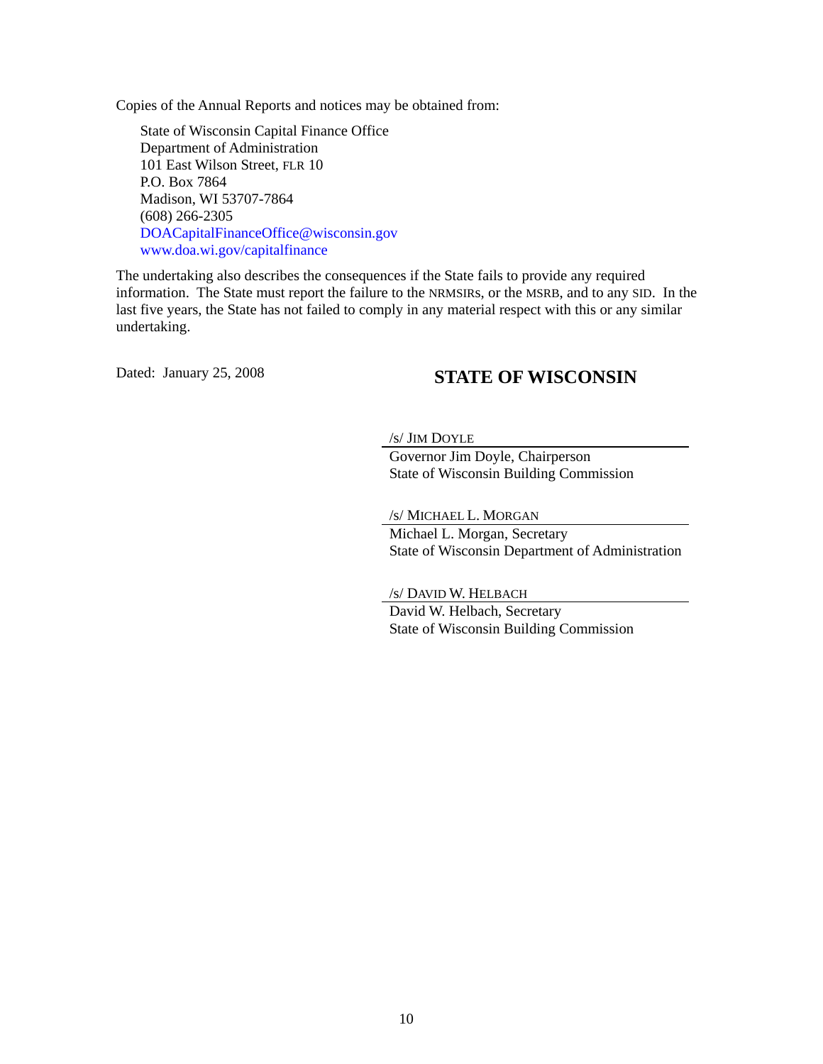Copies of the Annual Reports and notices may be obtained from:

State of Wisconsin Capital Finance Office
Department of Administration
101 East Wilson Street, FLR 10
P.O. Box 7864
Madison, WI 53707-7864
(608) 266-2305
DOACapitalFinanceOffice@wisconsin.gov
www.doa.wi.gov/capitalfinance

The undertaking also describes the consequences if the State fails to provide any required information. The State must report the failure to the NRMSIRs, or the MSRB, and to any SID. In the last five years, the State has not failed to comply in any material respect with this or any similar undertaking.

Dated: January 25, 2008

**STATE OF WISCONSIN**

/s/ JIM DOYLE
Governor Jim Doyle, Chairperson
State of Wisconsin Building Commission

/s/ MICHAEL L. MORGAN
Michael L. Morgan, Secretary
State of Wisconsin Department of Administration

/s/ DAVID W. HELBACH
David W. Helbach, Secretary
State of Wisconsin Building Commission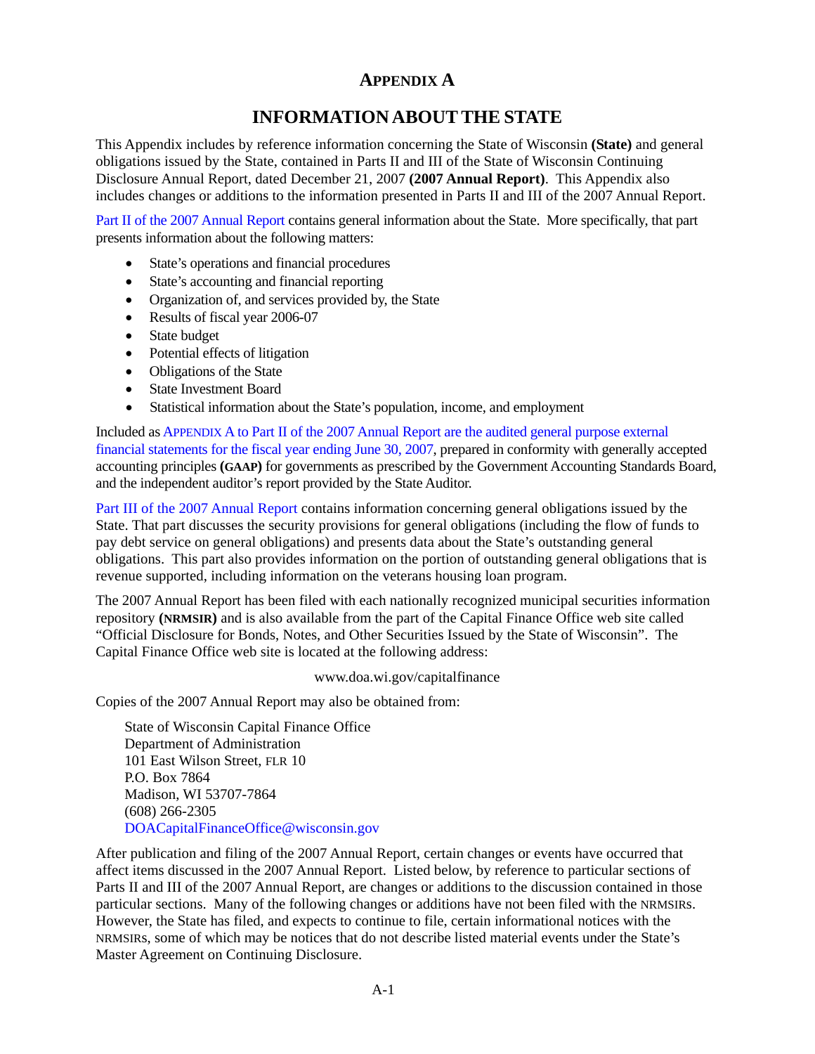# APPENDIX A

## INFORMATION ABOUT THE STATE

This Appendix includes by reference information concerning the State of Wisconsin **(State)** and general obligations issued by the State, contained in Parts II and III of the State of Wisconsin Continuing Disclosure Annual Report, dated December 21, 2007 **(2007 Annual Report)**. This Appendix also includes changes or additions to the information presented in Parts II and III of the 2007 Annual Report.

Part II of the 2007 Annual Report contains general information about the State. More specifically, that part presents information about the following matters:

- State's operations and financial procedures
- State's accounting and financial reporting
- Organization of, and services provided by, the State
- Results of fiscal year 2006-07
- State budget
- Potential effects of litigation
- Obligations of the State
- State Investment Board
- Statistical information about the State's population, income, and employment

Included as APPENDIX A to Part II of the 2007 Annual Report are the audited general purpose external financial statements for the fiscal year ending June 30, 2007, prepared in conformity with generally accepted accounting principles **(GAAP)** for governments as prescribed by the Government Accounting Standards Board, and the independent auditor's report provided by the State Auditor.

Part III of the 2007 Annual Report contains information concerning general obligations issued by the State. That part discusses the security provisions for general obligations (including the flow of funds to pay debt service on general obligations) and presents data about the State's outstanding general obligations. This part also provides information on the portion of outstanding general obligations that is revenue supported, including information on the veterans housing loan program.

The 2007 Annual Report has been filed with each nationally recognized municipal securities information repository **(NRMSIR)** and is also available from the part of the Capital Finance Office web site called "Official Disclosure for Bonds, Notes, and Other Securities Issued by the State of Wisconsin". The Capital Finance Office web site is located at the following address:

www.doa.wi.gov/capitalfinance

Copies of the 2007 Annual Report may also be obtained from:

State of Wisconsin Capital Finance Office
Department of Administration
101 East Wilson Street, FLR 10
P.O. Box 7864
Madison, WI 53707-7864
(608) 266-2305
DOACapitalFinanceOffice@wisconsin.gov

After publication and filing of the 2007 Annual Report, certain changes or events have occurred that affect items discussed in the 2007 Annual Report. Listed below, by reference to particular sections of Parts II and III of the 2007 Annual Report, are changes or additions to the discussion contained in those particular sections. Many of the following changes or additions have not been filed with the NRMSIRs. However, the State has filed, and expects to continue to file, certain informational notices with the NRMSIRs, some of which may be notices that do not describe listed material events under the State's Master Agreement on Continuing Disclosure.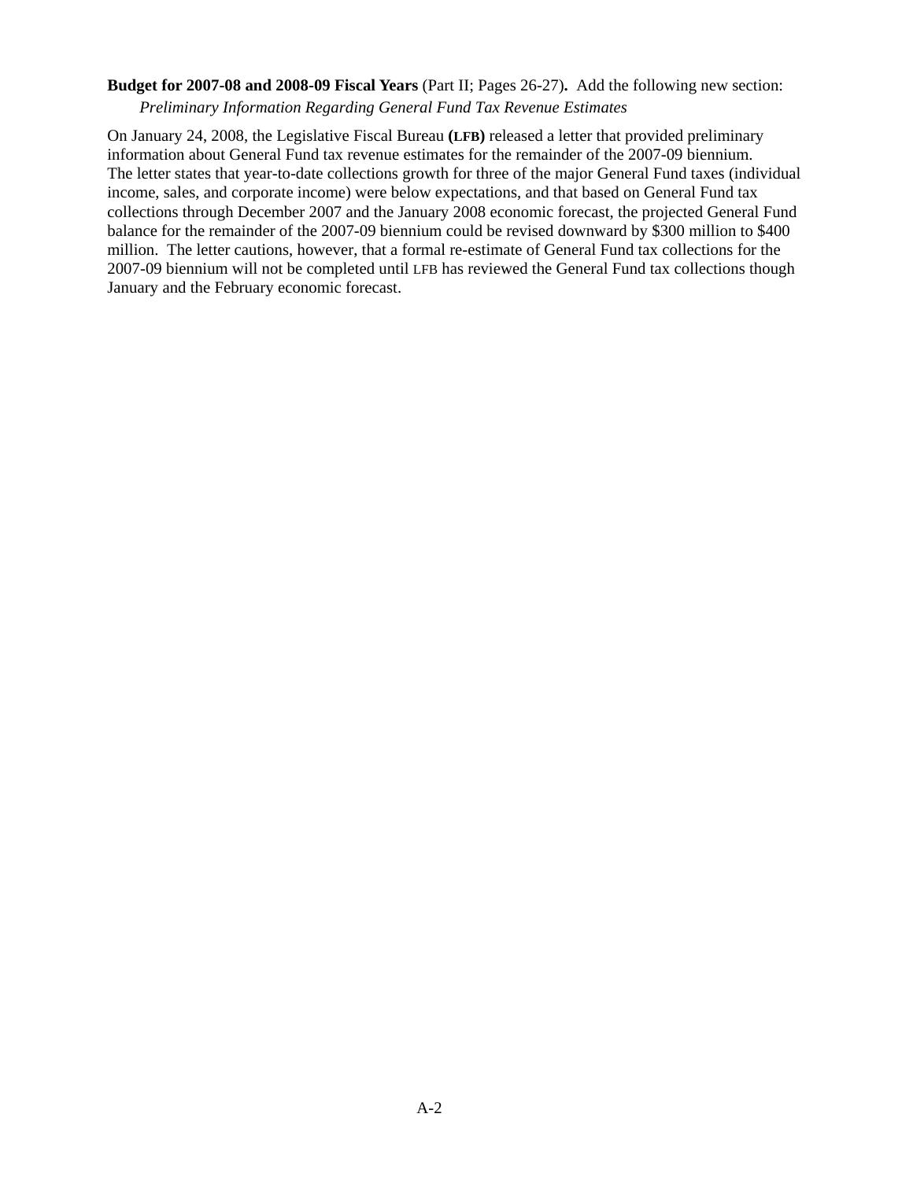**Budget for 2007-08 and 2008-09 Fiscal Years** (Part II; Pages 26-27). Add the following new section:

*Preliminary Information Regarding General Fund Tax Revenue Estimates*

On January 24, 2008, the Legislative Fiscal Bureau **(LFB)** released a letter that provided preliminary information about General Fund tax revenue estimates for the remainder of the 2007-09 biennium. The letter states that year-to-date collections growth for three of the major General Fund taxes (individual income, sales, and corporate income) were below expectations, and that based on General Fund tax collections through December 2007 and the January 2008 economic forecast, the projected General Fund balance for the remainder of the 2007-09 biennium could be revised downward by $300 million to $400 million. The letter cautions, however, that a formal re-estimate of General Fund tax collections for the 2007-09 biennium will not be completed until LFB has reviewed the General Fund tax collections though January and the February economic forecast.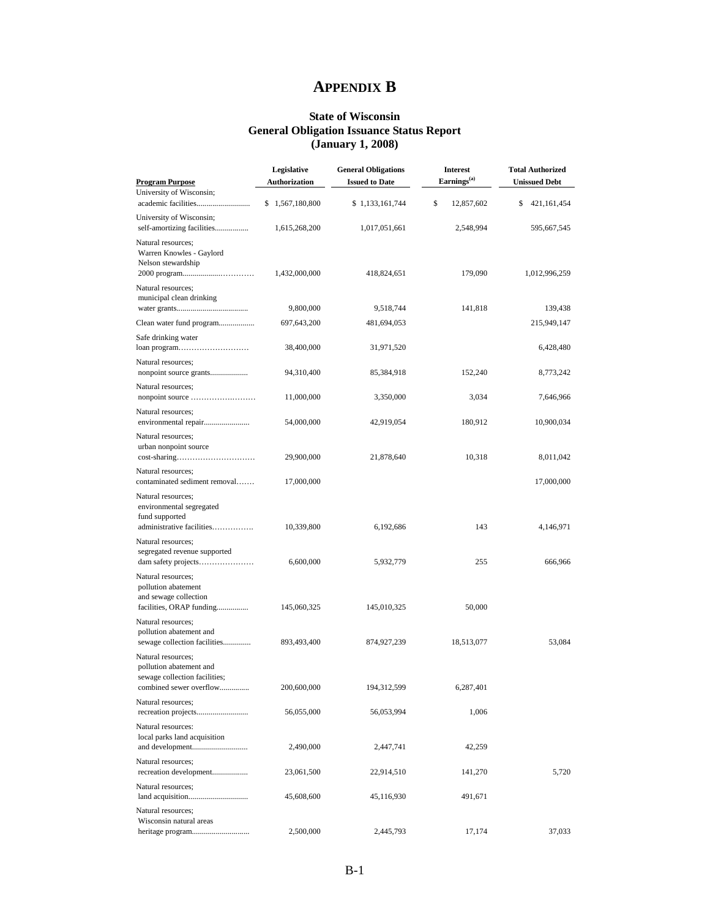# APPENDIX B

### State of Wisconsin
### General Obligation Issuance Status Report
### (January 1, 2008)

| Program Purpose | Legislative Authorization | General Obligations Issued to Date | Interest Earnings[(a)] | Total Authorized Unissued Debt |
|---|---|---|---|---|
| University of Wisconsin; academic facilities.......................... | $ 1,567,180,800 | $ 1,133,161,744 | $ 12,857,602 | $ 421,161,454 |
| University of Wisconsin; self-amortizing facilities................. | 1,615,268,200 | 1,017,051,661 | 2,548,994 | 595,667,545 |
| Natural resources; Warren Knowles - Gaylord Nelson stewardship 2000 program.............................. | 1,432,000,000 | 418,824,651 | 179,090 | 1,012,996,259 |
| Natural resources; municipal clean drinking water grants................................... | 9,800,000 | 9,518,744 | 141,818 | 139,438 |
| Clean water fund program.................. | 697,643,200 | 481,694,053 | | 215,949,147 |
| Safe drinking water loan program.......................... | 38,400,000 | 31,971,520 | | 6,428,480 |
| Natural resources; nonpoint source grants................... | 94,310,400 | 85,384,918 | 152,240 | 8,773,242 |
| Natural resources; nonpoint source ......................... | 11,000,000 | 3,350,000 | 3,034 | 7,646,966 |
| Natural resources; environmental repair....................... | 54,000,000 | 42,919,054 | 180,912 | 10,900,034 |
| Natural resources; urban nonpoint source cost-sharing............................. | 29,900,000 | 21,878,640 | 10,318 | 8,011,042 |
| Natural resources; contaminated sediment removal....... | 17,000,000 | | | 17,000,000 |
| Natural resources; environmental segregated fund supported administrative facilities................ | 10,339,800 | 6,192,686 | 143 | 4,146,971 |
| Natural resources; segregated revenue supported dam safety projects..................... | 6,600,000 | 5,932,779 | 255 | 666,966 |
| Natural resources; pollution abatement and sewage collection facilities, ORAP funding................ | 145,060,325 | 145,010,325 | 50,000 | |
| Natural resources; pollution abatement and sewage collection facilities.............. | 893,493,400 | 874,927,239 | 18,513,077 | 53,084 |
| Natural resources; pollution abatement and sewage collection facilities; combined sewer overflow............... | 200,600,000 | 194,312,599 | 6,287,401 | |
| Natural resources; recreation projects.......................... | 56,055,000 | 56,053,994 | 1,006 | |
| Natural resources: local parks land acquisition and development............................ | 2,490,000 | 2,447,741 | 42,259 | |
| Natural resources; recreation development.................. | 23,061,500 | 22,914,510 | 141,270 | 5,720 |
| Natural resources; land acquisition.............................. | 45,608,600 | 45,116,930 | 491,671 | |
| Natural resources; Wisconsin natural areas heritage program............................ | 2,500,000 | 2,445,793 | 17,174 | 37,033 |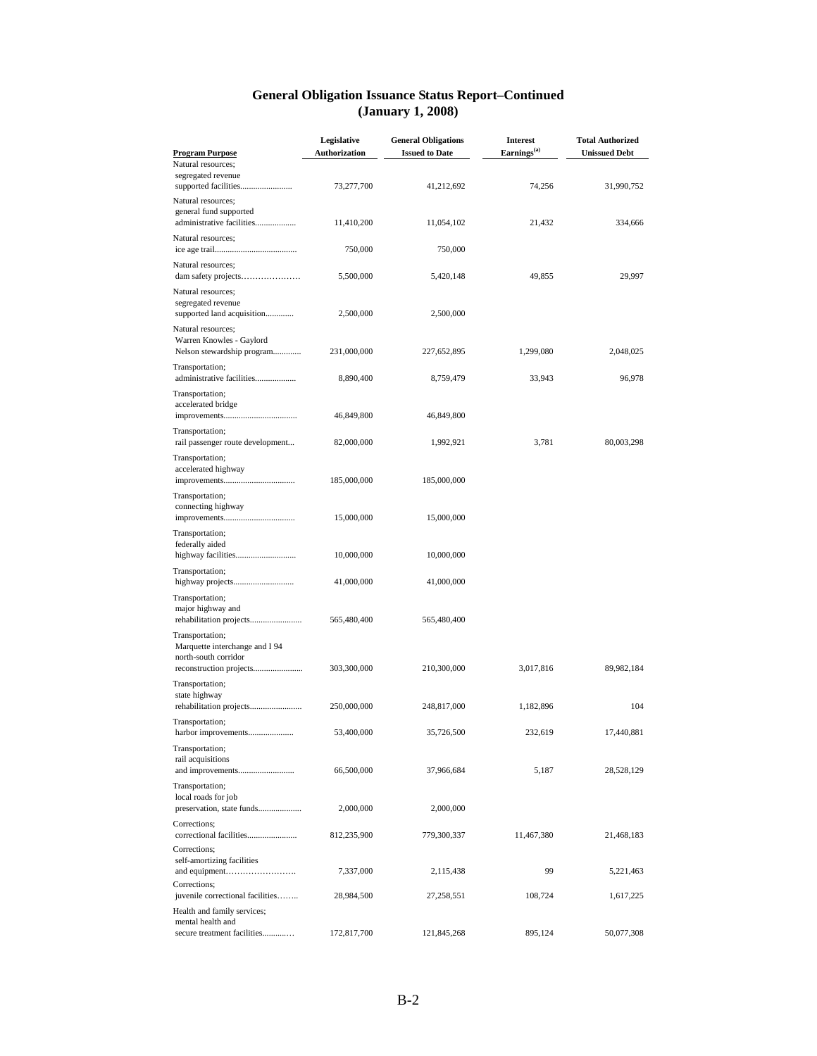## General Obligation Issuance Status Report–Continued
## (January 1, 2008)

| Program Purpose | Legislative Authorization | General Obligations Issued to Date | Interest Earnings[(a)] | Total Authorized Unissued Debt |
|---|---|---|---|---|
| Natural resources; segregated revenue supported facilities........................ | 73,277,700 | 41,212,692 | 74,256 | 31,990,752 |
| Natural resources; general fund supported administrative facilities................... | 11,410,200 | 11,054,102 | 21,432 | 334,666 |
| Natural resources; ice age trail...................................... | 750,000 | 750,000 | | |
| Natural resources; dam safety projects………………… | 5,500,000 | 5,420,148 | 49,855 | 29,997 |
| Natural resources; segregated revenue supported land acquisition............. | 2,500,000 | 2,500,000 | | |
| Natural resources; Warren Knowles - Gaylord Nelson stewardship program............ | 231,000,000 | 227,652,895 | 1,299,080 | 2,048,025 |
| Transportation; administrative facilities................... | 8,890,400 | 8,759,479 | 33,943 | 96,978 |
| Transportation; accelerated bridge improvements.................................. | 46,849,800 | 46,849,800 | | |
| Transportation; rail passenger route development... | 82,000,000 | 1,992,921 | 3,781 | 80,003,298 |
| Transportation; accelerated highway improvements................................. | 185,000,000 | 185,000,000 | | |
| Transportation; connecting highway improvements................................. | 15,000,000 | 15,000,000 | | |
| Transportation; federally aided highway facilities............................ | 10,000,000 | 10,000,000 | | |
| Transportation; highway projects............................ | 41,000,000 | 41,000,000 | | |
| Transportation; major highway and rehabilitation projects........................ | 565,480,400 | 565,480,400 | | |
| Transportation; Marquette interchange and I 94 north-south corridor reconstruction projects....................... | 303,300,000 | 210,300,000 | 3,017,816 | 89,982,184 |
| Transportation; state highway rehabilitation projects........................ | 250,000,000 | 248,817,000 | 1,182,896 | 104 |
| Transportation; harbor improvements..................... | 53,400,000 | 35,726,500 | 232,619 | 17,440,881 |
| Transportation; rail acquisitions and improvements.......................... | 66,500,000 | 37,966,684 | 5,187 | 28,528,129 |
| Transportation; local roads for job preservation, state funds.................... | 2,000,000 | 2,000,000 | | |
| Corrections; correctional facilities....................... | 812,235,900 | 779,300,337 | 11,467,380 | 21,468,183 |
| Corrections; self-amortizing facilities and equipment……………………. | 7,337,000 | 2,115,438 | 99 | 5,221,463 |
| Corrections; juvenile correctional facilities…….. | 28,984,500 | 27,258,551 | 108,724 | 1,617,225 |
| Health and family services; mental health and secure treatment facilities............. | 172,817,700 | 121,845,268 | 895,124 | 50,077,308 |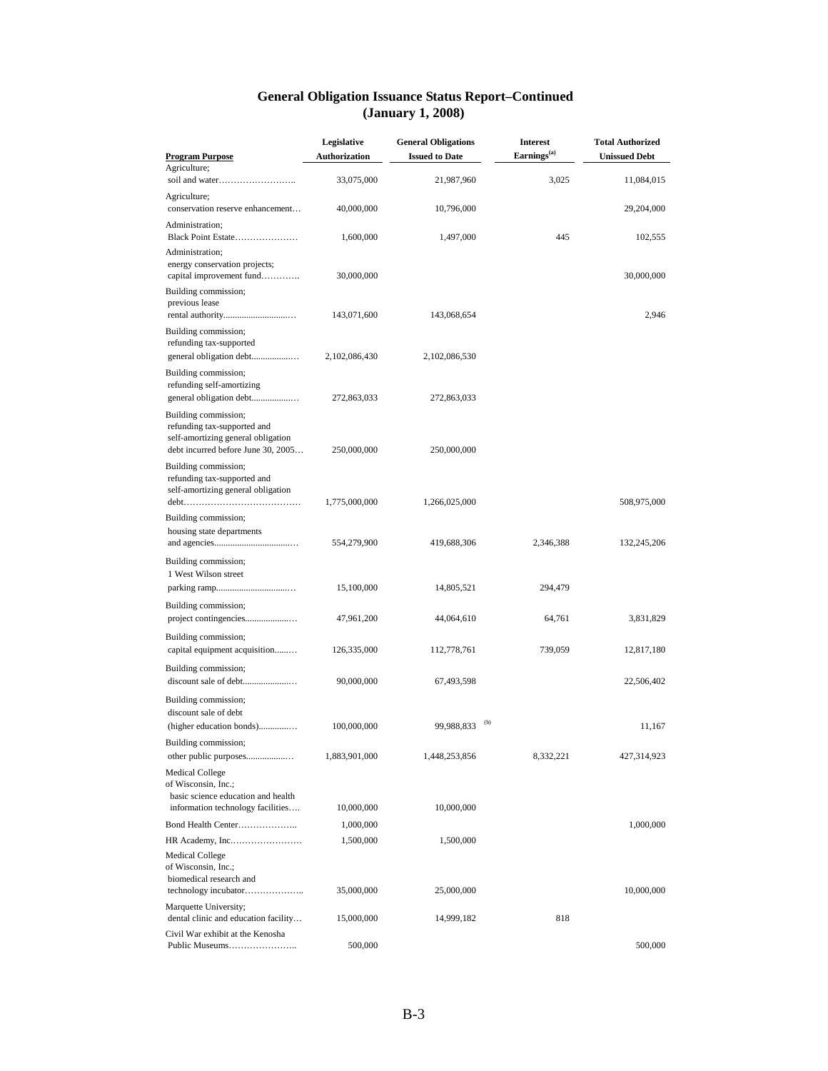## General Obligation Issuance Status Report–Continued
## (January 1, 2008)

| Program Purpose | Legislative Authorization | General Obligations Issued to Date | Interest Earnings[(a)] | Total Authorized Unissued Debt |
|---|---|---|---|---|
| Agriculture; soil and water…………………….. | 33,075,000 | 21,987,960 | 3,025 | 11,084,015 |
| Agriculture; conservation reserve enhancement… | 40,000,000 | 10,796,000 | | 29,204,000 |
| Administration; Black Point Estate………………… | 1,600,000 | 1,497,000 | 445 | 102,555 |
| Administration; energy conservation projects; capital improvement fund…………. | 30,000,000 | | | 30,000,000 |
| Building commission; previous lease rental authority..............................… | 143,071,600 | 143,068,654 | | 2,946 |
| Building commission; refunding tax-supported general obligation debt.................… | 2,102,086,430 | 2,102,086,530 | | |
| Building commission; refunding self-amortizing general obligation debt.................… | 272,863,033 | 272,863,033 | | |
| Building commission; refunding tax-supported and self-amortizing general obligation debt incurred before June 30, 2005… | 250,000,000 | 250,000,000 | | |
| Building commission; refunding tax-supported and self-amortizing general obligation debt………………………………… | 1,775,000,000 | 1,266,025,000 | | 508,975,000 |
| Building commission; housing state departments and agencies..................................… | 554,279,900 | 419,688,306 | 2,346,388 | 132,245,206 |
| Building commission; 1 West Wilson street parking ramp................................… | 15,100,000 | 14,805,521 | 294,479 | |
| Building commission; project contingencies....................… | 47,961,200 | 44,064,610 | 64,761 | 3,831,829 |
| Building commission; capital equipment acquisition........… | 126,335,000 | 112,778,761 | 739,059 | 12,817,180 |
| Building commission; discount sale of debt.....................… | 90,000,000 | 67,493,598 | | 22,506,402 |
| Building commission; discount sale of debt (higher education bonds)..............… | 100,000,000 | 99,988,833 [(b)] | | 11,167 |
| Building commission; other public purposes..................… | 1,883,901,000 | 1,448,253,856 | 8,332,221 | 427,314,923 |
| Medical College of Wisconsin, Inc.; basic science education and health information technology facilities…. | 10,000,000 | 10,000,000 | | |
| Bond Health Center……………….. | 1,000,000 | | | 1,000,000 |
| HR Academy, Inc.…………………… | 1,500,000 | 1,500,000 | | |
| Medical College of Wisconsin, Inc.; biomedical research and technology incubator……………….. | 35,000,000 | 25,000,000 | | 10,000,000 |
| Marquette University; dental clinic and education facility… | 15,000,000 | 14,999,182 | 818 | |
| Civil War exhibit at the Kenosha Public Museums………………….. | 500,000 | | | 500,000 |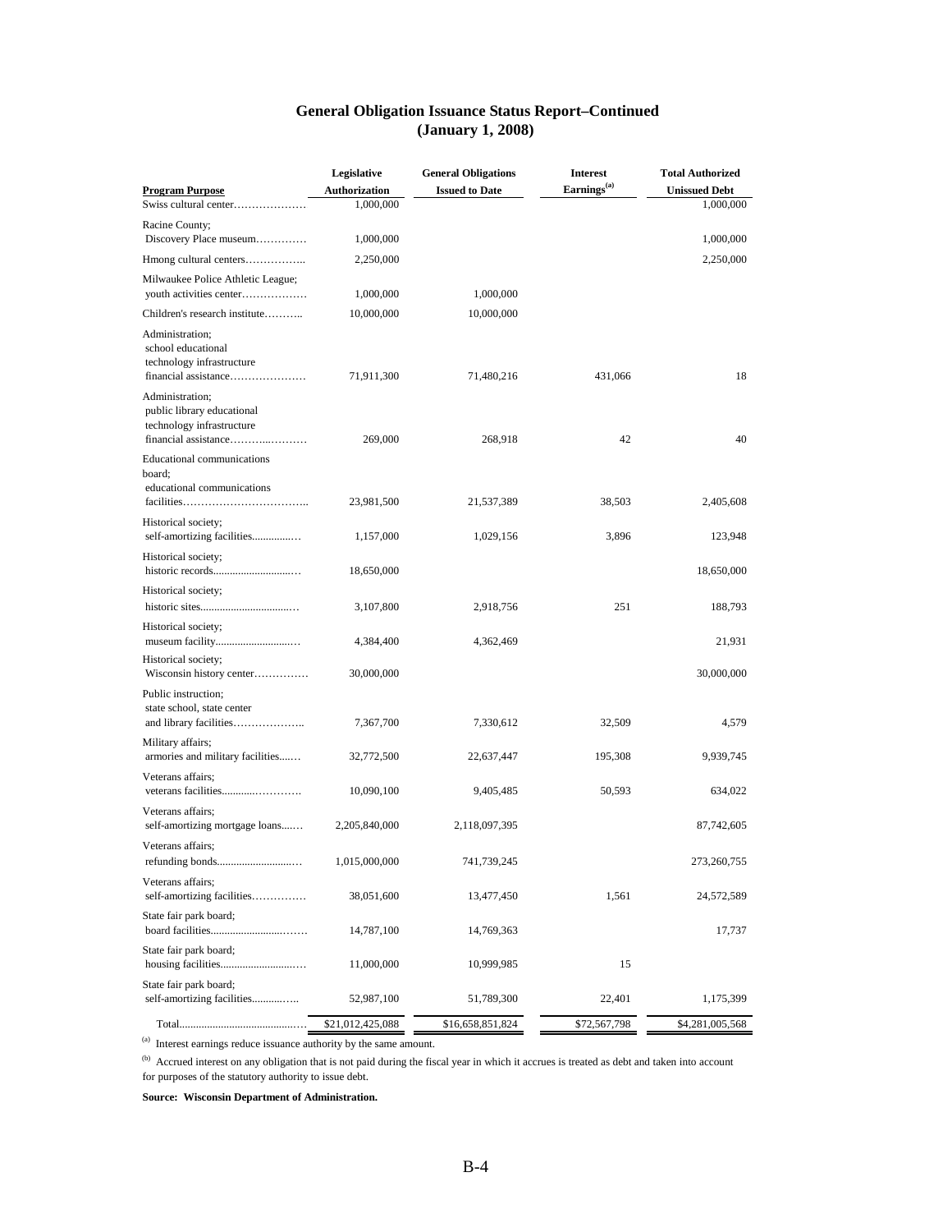## General Obligation Issuance Status Report–Continued
## (January 1, 2008)

| Program Purpose | Legislative Authorization | General Obligations Issued to Date | Interest Earnings[(a)] | Total Authorized Unissued Debt |
|---|---|---|---|---|
| Swiss cultural center………………… | 1,000,000 | | | 1,000,000 |
| Racine County; Discovery Place museum…………… | 1,000,000 | | | 1,000,000 |
| Hmong cultural centers…………….. | 2,250,000 | | | 2,250,000 |
| Milwaukee Police Athletic League; youth activities center……………… | 1,000,000 | 1,000,000 | | |
| Children's research institute……….. | 10,000,000 | 10,000,000 | | |
| Administration; school educational technology infrastructure financial assistance………………… | 71,911,300 | 71,480,216 | 431,066 | 18 |
| Administration; public library educational technology infrastructure financial assistance……….……… | 269,000 | 268,918 | 42 | 40 |
| Educational communications board; educational communications facilities…………………………….. | 23,981,500 | 21,537,389 | 38,503 | 2,405,608 |
| Historical society; self-amortizing facilities............… | 1,157,000 | 1,029,156 | 3,896 | 123,948 |
| Historical society; historic records...........................… | 18,650,000 | | | 18,650,000 |
| Historical society; historic sites..................................… | 3,107,800 | 2,918,756 | 251 | 188,793 |
| Historical society; museum facility...........................… | 4,384,400 | 4,362,469 | | 21,931 |
| Historical society; Wisconsin history center…………… | 30,000,000 | | | 30,000,000 |
| Public instruction; state school, state center and library facilities……………….. | 7,367,700 | 7,330,612 | 32,509 | 4,579 |
| Military affairs; armories and military facilities....… | 32,772,500 | 22,637,447 | 195,308 | 9,939,745 |
| Veterans affairs; veterans facilities..........…………. | 10,090,100 | 9,405,485 | 50,593 | 634,022 |
| Veterans affairs; self-amortizing mortgage loans....… | 2,205,840,000 | 2,118,097,395 | | 87,742,605 |
| Veterans affairs; refunding bonds...........................… | 1,015,000,000 | 741,739,245 | | 273,260,755 |
| Veterans affairs; self-amortizing facilities…………… | 38,051,600 | 13,477,450 | 1,561 | 24,572,589 |
| State fair park board; board facilities.........................…… | 14,787,100 | 14,769,363 | | 17,737 |
| State fair park board; housing facilities...........................… | 11,000,000 | 10,999,985 | 15 | |
| State fair park board; self-amortizing facilities.........….. | 52,987,100 | 51,789,300 | 22,401 | 1,175,399 |
| Total.........................................… | $21,012,425,088 | $16,658,851,824 | $72,567,798 | $4,281,005,568 |

[(a)] Interest earnings reduce issuance authority by the same amount.

[(b)] Accrued interest on any obligation that is not paid during the fiscal year in which it accrues is treated as debt and taken into account for purposes of the statutory authority to issue debt.

**Source: Wisconsin Department of Administration.**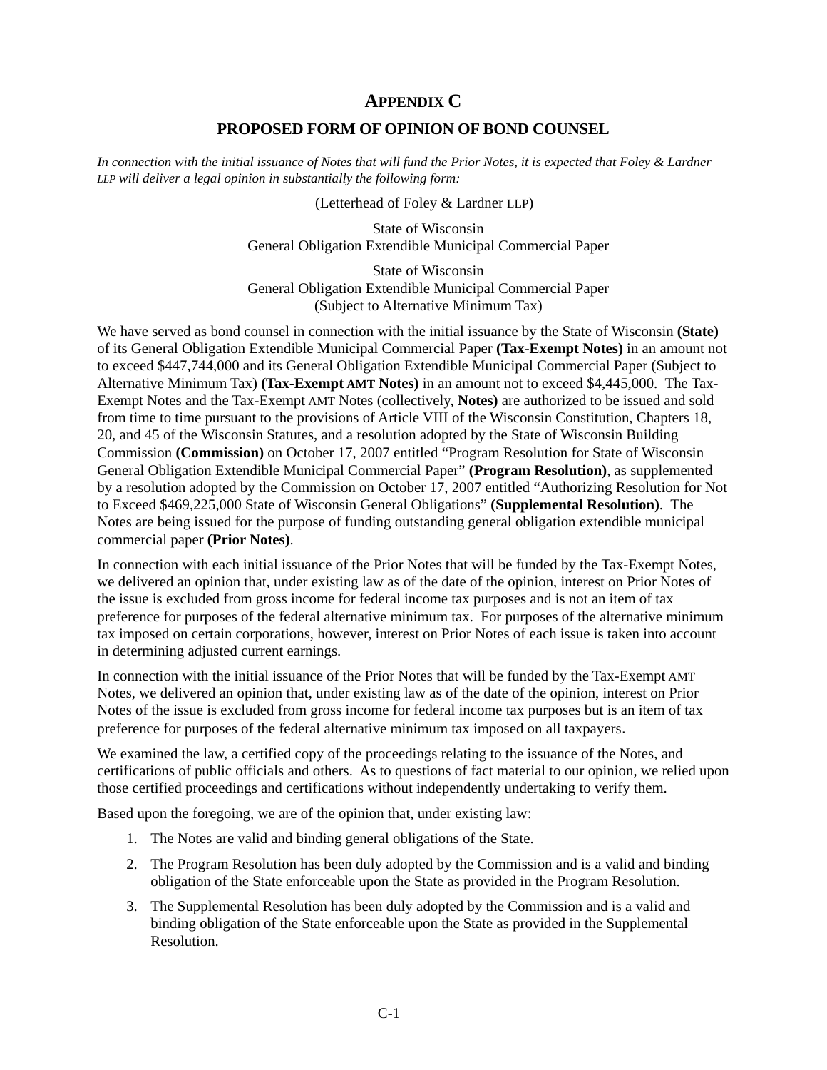# APPENDIX C

## PROPOSED FORM OF OPINION OF BOND COUNSEL

*In connection with the initial issuance of Notes that will fund the Prior Notes, it is expected that Foley & Lardner LLP will deliver a legal opinion in substantially the following form:*

(Letterhead of Foley & Lardner LLP)

State of Wisconsin
General Obligation Extendible Municipal Commercial Paper

State of Wisconsin
General Obligation Extendible Municipal Commercial Paper
(Subject to Alternative Minimum Tax)

We have served as bond counsel in connection with the initial issuance by the State of Wisconsin **(State)** of its General Obligation Extendible Municipal Commercial Paper **(Tax-Exempt Notes)** in an amount not to exceed $447,744,000 and its General Obligation Extendible Municipal Commercial Paper (Subject to Alternative Minimum Tax) **(Tax-Exempt AMT Notes)** in an amount not to exceed $4,445,000. The Tax-Exempt Notes and the Tax-Exempt AMT Notes (collectively, **Notes)** are authorized to be issued and sold from time to time pursuant to the provisions of Article VIII of the Wisconsin Constitution, Chapters 18, 20, and 45 of the Wisconsin Statutes, and a resolution adopted by the State of Wisconsin Building Commission **(Commission)** on October 17, 2007 entitled "Program Resolution for State of Wisconsin General Obligation Extendible Municipal Commercial Paper" **(Program Resolution)**, as supplemented by a resolution adopted by the Commission on October 17, 2007 entitled "Authorizing Resolution for Not to Exceed $469,225,000 State of Wisconsin General Obligations" **(Supplemental Resolution)**. The Notes are being issued for the purpose of funding outstanding general obligation extendible municipal commercial paper **(Prior Notes)**.

In connection with each initial issuance of the Prior Notes that will be funded by the Tax-Exempt Notes, we delivered an opinion that, under existing law as of the date of the opinion, interest on Prior Notes of the issue is excluded from gross income for federal income tax purposes and is not an item of tax preference for purposes of the federal alternative minimum tax. For purposes of the alternative minimum tax imposed on certain corporations, however, interest on Prior Notes of each issue is taken into account in determining adjusted current earnings.

In connection with the initial issuance of the Prior Notes that will be funded by the Tax-Exempt AMT Notes, we delivered an opinion that, under existing law as of the date of the opinion, interest on Prior Notes of the issue is excluded from gross income for federal income tax purposes but is an item of tax preference for purposes of the federal alternative minimum tax imposed on all taxpayers.

We examined the law, a certified copy of the proceedings relating to the issuance of the Notes, and certifications of public officials and others. As to questions of fact material to our opinion, we relied upon those certified proceedings and certifications without independently undertaking to verify them.

Based upon the foregoing, we are of the opinion that, under existing law:

1. The Notes are valid and binding general obligations of the State.
2. The Program Resolution has been duly adopted by the Commission and is a valid and binding obligation of the State enforceable upon the State as provided in the Program Resolution.
3. The Supplemental Resolution has been duly adopted by the Commission and is a valid and binding obligation of the State enforceable upon the State as provided in the Supplemental Resolution.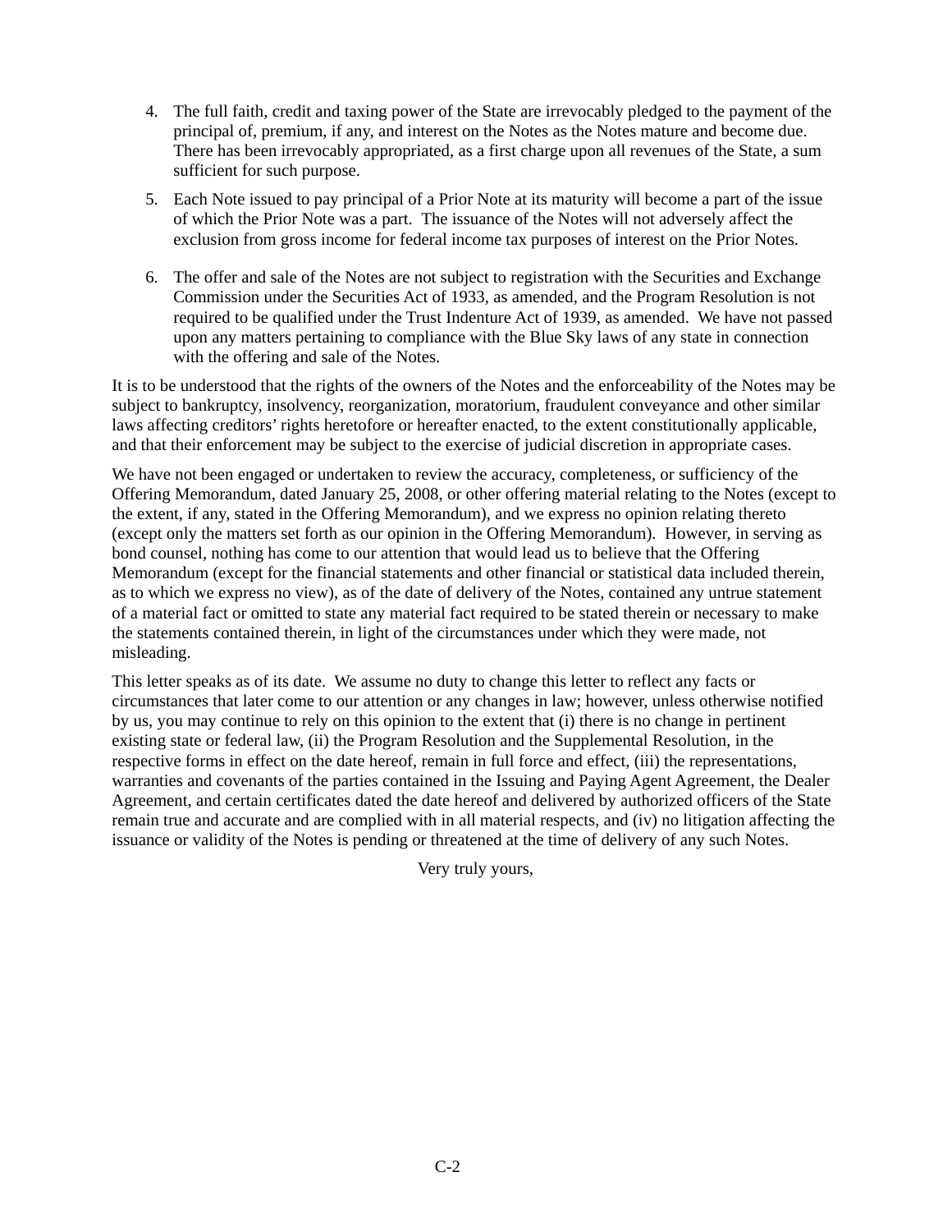4. The full faith, credit and taxing power of the State are irrevocably pledged to the payment of the principal of, premium, if any, and interest on the Notes as the Notes mature and become due. There has been irrevocably appropriated, as a first charge upon all revenues of the State, a sum sufficient for such purpose.

5. Each Note issued to pay principal of a Prior Note at its maturity will become a part of the issue of which the Prior Note was a part. The issuance of the Notes will not adversely affect the exclusion from gross income for federal income tax purposes of interest on the Prior Notes.

6. The offer and sale of the Notes are not subject to registration with the Securities and Exchange Commission under the Securities Act of 1933, as amended, and the Program Resolution is not required to be qualified under the Trust Indenture Act of 1939, as amended. We have not passed upon any matters pertaining to compliance with the Blue Sky laws of any state in connection with the offering and sale of the Notes.

It is to be understood that the rights of the owners of the Notes and the enforceability of the Notes may be subject to bankruptcy, insolvency, reorganization, moratorium, fraudulent conveyance and other similar laws affecting creditors' rights heretofore or hereafter enacted, to the extent constitutionally applicable, and that their enforcement may be subject to the exercise of judicial discretion in appropriate cases.

We have not been engaged or undertaken to review the accuracy, completeness, or sufficiency of the Offering Memorandum, dated January 25, 2008, or other offering material relating to the Notes (except to the extent, if any, stated in the Offering Memorandum), and we express no opinion relating thereto (except only the matters set forth as our opinion in the Offering Memorandum). However, in serving as bond counsel, nothing has come to our attention that would lead us to believe that the Offering Memorandum (except for the financial statements and other financial or statistical data included therein, as to which we express no view), as of the date of delivery of the Notes, contained any untrue statement of a material fact or omitted to state any material fact required to be stated therein or necessary to make the statements contained therein, in light of the circumstances under which they were made, not misleading.

This letter speaks as of its date. We assume no duty to change this letter to reflect any facts or circumstances that later come to our attention or any changes in law; however, unless otherwise notified by us, you may continue to rely on this opinion to the extent that (i) there is no change in pertinent existing state or federal law, (ii) the Program Resolution and the Supplemental Resolution, in the respective forms in effect on the date hereof, remain in full force and effect, (iii) the representations, warranties and covenants of the parties contained in the Issuing and Paying Agent Agreement, the Dealer Agreement, and certain certificates dated the date hereof and delivered by authorized officers of the State remain true and accurate and are complied with in all material respects, and (iv) no litigation affecting the issuance or validity of the Notes is pending or threatened at the time of delivery of any such Notes.

Very truly yours,